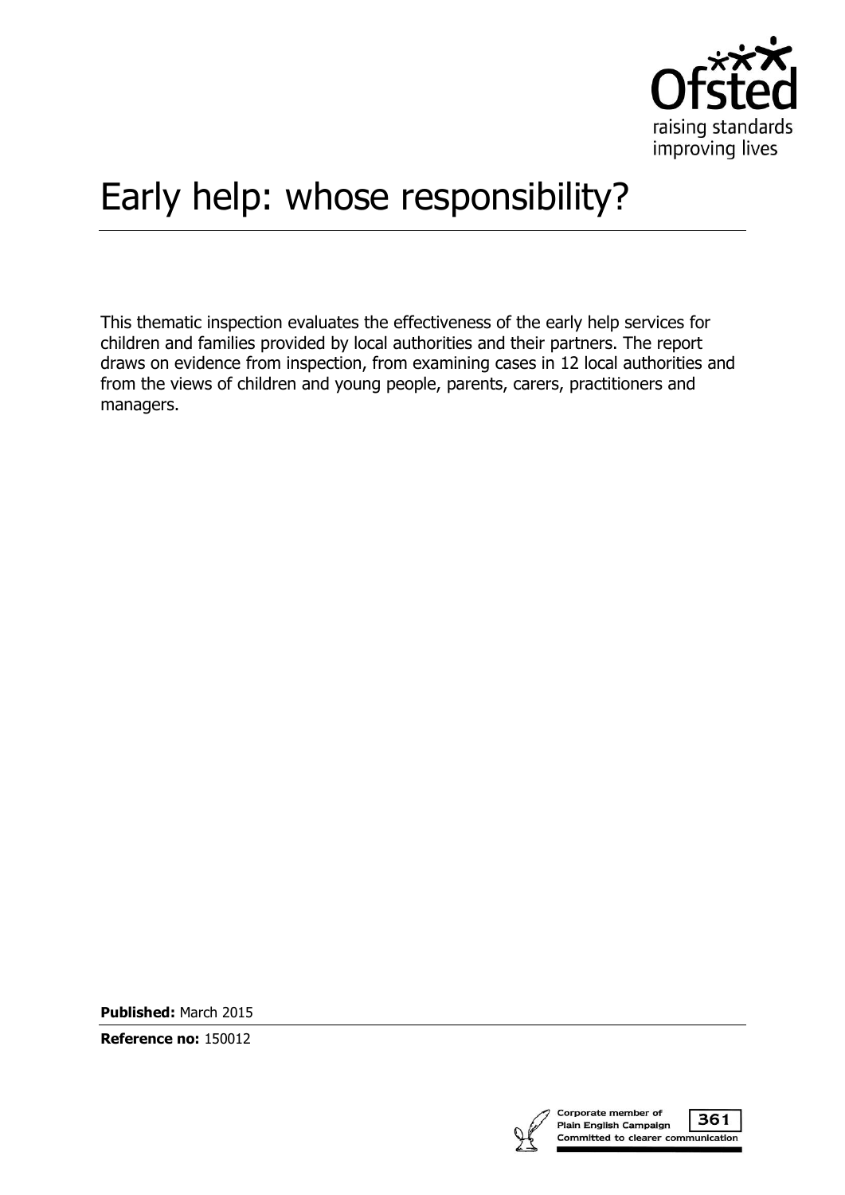# Early help: whose responsibility?

This thematic inspection evaluates the effectiveness of the early help services for children and families provided by local authorities and their partners. The report draws on evidence from inspection, from examining cases in 12 local authorities and from the views of children and young people, parents, carers, practitioners and managers.

**Published:** March 2015

**Reference no:** 150012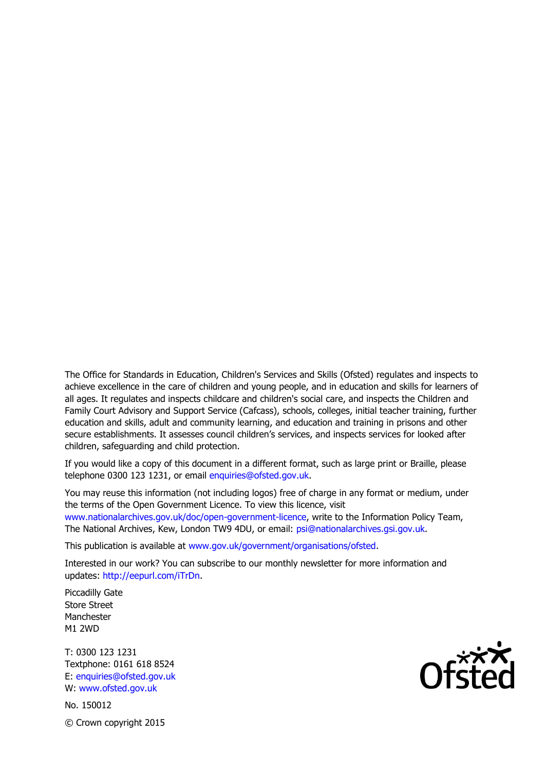The Office for Standards in Education, Children's Services and Skills (Ofsted) regulates and inspects to achieve excellence in the care of children and young people, and in education and skills for learners of all ages. It regulates and inspects childcare and children's social care, and inspects the Children and Family Court Advisory and Support Service (Cafcass), schools, colleges, initial teacher training, further education and skills, adult and community learning, and education and training in prisons and other secure establishments. It assesses council children's services, and inspects services for looked after children, safeguarding and child protection.

If you would like a copy of this document in a different format, such as large print or Braille, please telephone 0300 123 1231, or email enquiries@ofsted.gov.uk.

You may reuse this information (not including logos) free of charge in any format or medium, under the terms of the Open Government Licence. To view this licence, visit www.nationalarchives.gov.uk/doc/open-government-licence, write to the Information Policy Team, The National Archives, Kew, London TW9 4DU, or email: psi@nationalarchives.gsi.gov.uk.

This publication is available at www.gov.uk/government/organisations/ofsted.

Interested in our work? You can subscribe to our monthly newsletter for more information and updates: http://eepurl.com/iTrDn.

Piccadilly Gate
Store Street
Manchester
M1 2WD

T: 0300 123 1231
Textphone: 0161 618 8524
E: enquiries@ofsted.gov.uk
W: www.ofsted.gov.uk

No. 150012

© Crown copyright 2015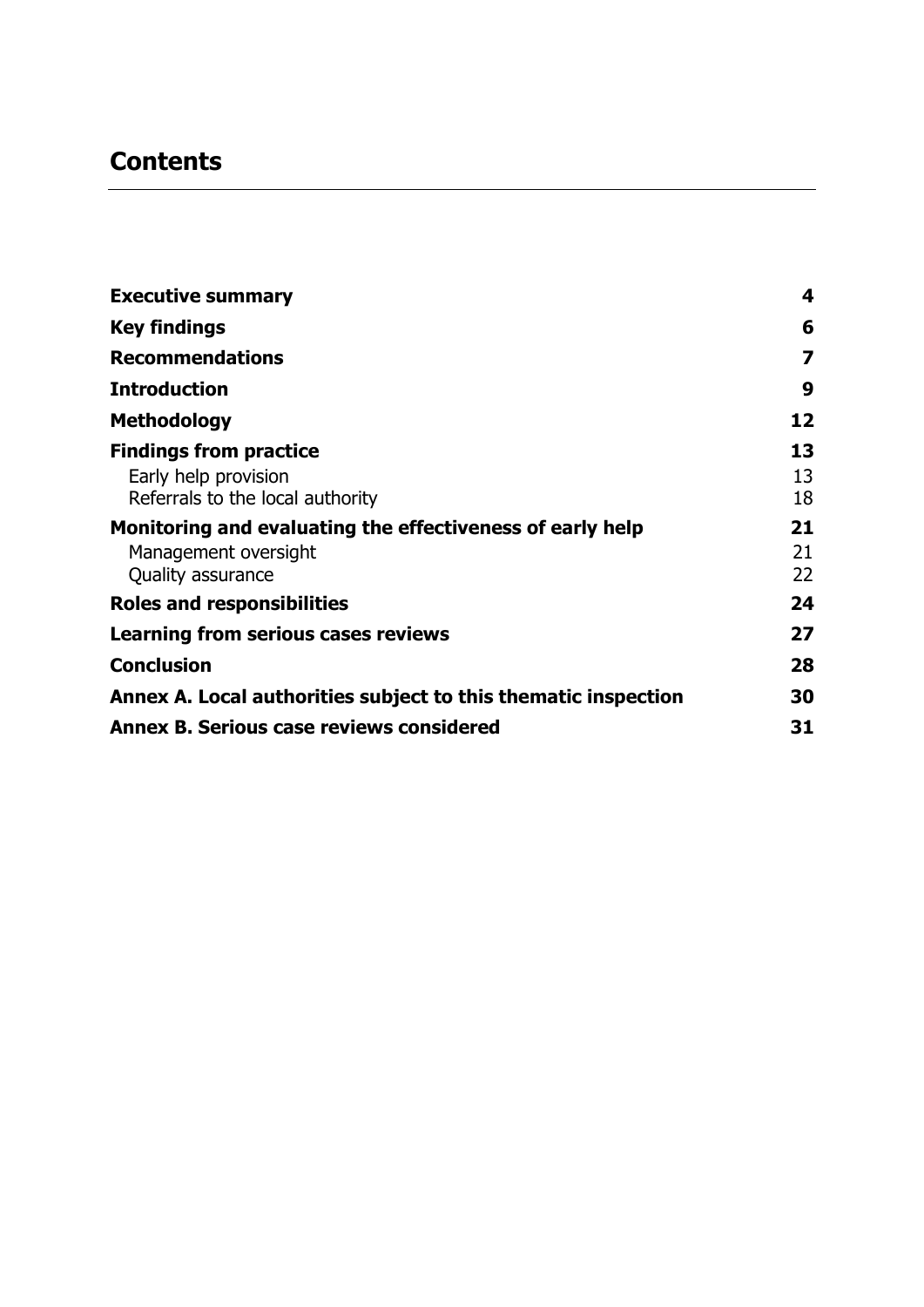# Contents

| | |
|---|---|
| **Executive summary** | **4** |
| **Key findings** | **6** |
| **Recommendations** | **7** |
| **Introduction** | **9** |
| **Methodology** | **12** |
| **Findings from practice** | **13** |
| Early help provision | 13 |
| Referrals to the local authority | 18 |
| **Monitoring and evaluating the effectiveness of early help** | **21** |
| Management oversight | 21 |
| Quality assurance | 22 |
| **Roles and responsibilities** | **24** |
| **Learning from serious cases reviews** | **27** |
| **Conclusion** | **28** |
| **Annex A. Local authorities subject to this thematic inspection** | **30** |
| **Annex B. Serious case reviews considered** | **31** |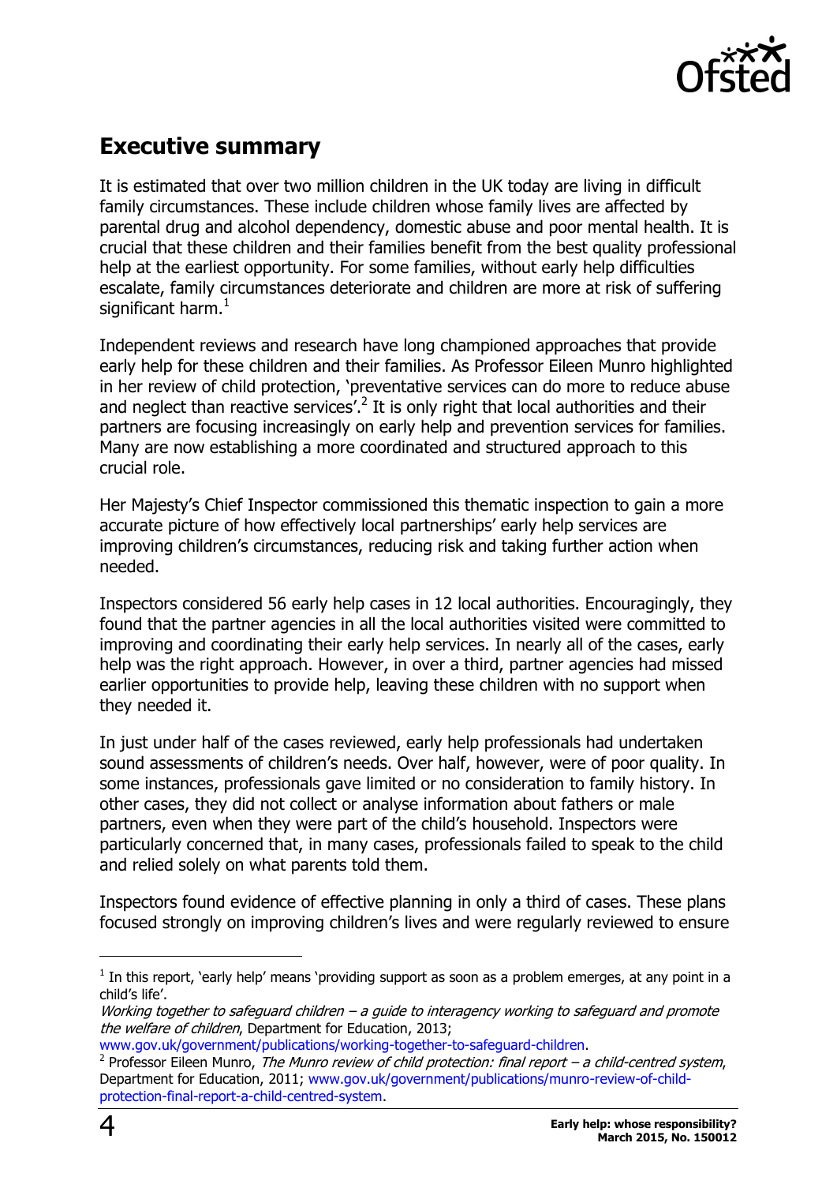## Executive summary

It is estimated that over two million children in the UK today are living in difficult family circumstances. These include children whose family lives are affected by parental drug and alcohol dependency, domestic abuse and poor mental health. It is crucial that these children and their families benefit from the best quality professional help at the earliest opportunity. For some families, without early help difficulties escalate, family circumstances deteriorate and children are more at risk of suffering significant harm.[1]

Independent reviews and research have long championed approaches that provide early help for these children and their families. As Professor Eileen Munro highlighted in her review of child protection, 'preventative services can do more to reduce abuse and neglect than reactive services'.[2] It is only right that local authorities and their partners are focusing increasingly on early help and prevention services for families. Many are now establishing a more coordinated and structured approach to this crucial role.

Her Majesty's Chief Inspector commissioned this thematic inspection to gain a more accurate picture of how effectively local partnerships' early help services are improving children's circumstances, reducing risk and taking further action when needed.

Inspectors considered 56 early help cases in 12 local authorities. Encouragingly, they found that the partner agencies in all the local authorities visited were committed to improving and coordinating their early help services. In nearly all of the cases, early help was the right approach. However, in over a third, partner agencies had missed earlier opportunities to provide help, leaving these children with no support when they needed it.

In just under half of the cases reviewed, early help professionals had undertaken sound assessments of children's needs. Over half, however, were of poor quality. In some instances, professionals gave limited or no consideration to family history. In other cases, they did not collect or analyse information about fathers or male partners, even when they were part of the child's household. Inspectors were particularly concerned that, in many cases, professionals failed to speak to the child and relied solely on what parents told them.

Inspectors found evidence of effective planning in only a third of cases. These plans focused strongly on improving children's lives and were regularly reviewed to ensure

---

[1] In this report, 'early help' means 'providing support as soon as a problem emerges, at any point in a child's life'.
*Working together to safeguard children – a guide to interagency working to safeguard and promote the welfare of children*, Department for Education, 2013; www.gov.uk/government/publications/working-together-to-safeguard-children.

[2] Professor Eileen Munro, *The Munro review of child protection: final report – a child-centred system*, Department for Education, 2011; www.gov.uk/government/publications/munro-review-of-child-protection-final-report-a-child-centred-system.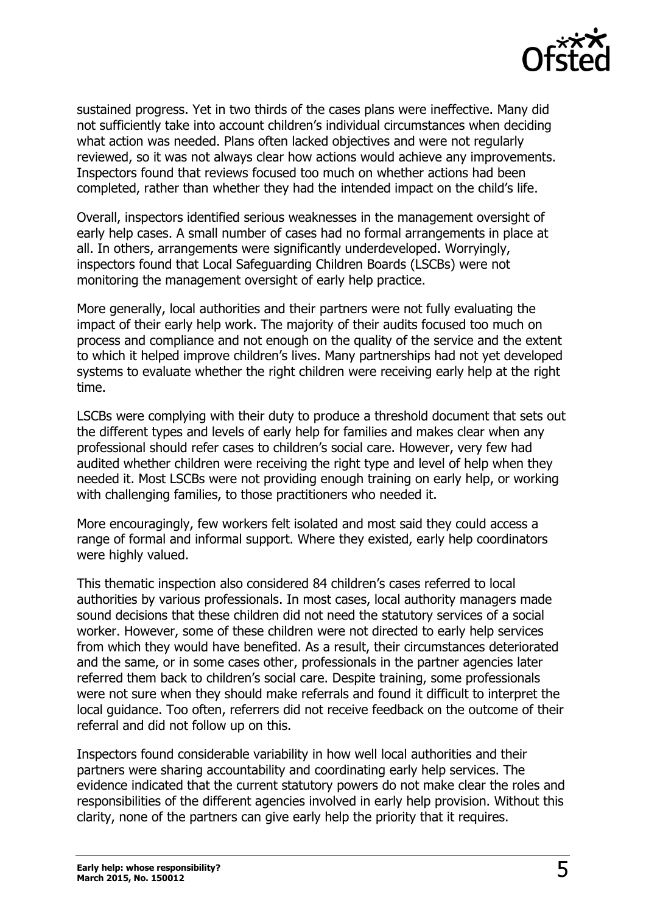sustained progress. Yet in two thirds of the cases plans were ineffective. Many did not sufficiently take into account children's individual circumstances when deciding what action was needed. Plans often lacked objectives and were not regularly reviewed, so it was not always clear how actions would achieve any improvements. Inspectors found that reviews focused too much on whether actions had been completed, rather than whether they had the intended impact on the child's life.

Overall, inspectors identified serious weaknesses in the management oversight of early help cases. A small number of cases had no formal arrangements in place at all. In others, arrangements were significantly underdeveloped. Worryingly, inspectors found that Local Safeguarding Children Boards (LSCBs) were not monitoring the management oversight of early help practice.

More generally, local authorities and their partners were not fully evaluating the impact of their early help work. The majority of their audits focused too much on process and compliance and not enough on the quality of the service and the extent to which it helped improve children's lives. Many partnerships had not yet developed systems to evaluate whether the right children were receiving early help at the right time.

LSCBs were complying with their duty to produce a threshold document that sets out the different types and levels of early help for families and makes clear when any professional should refer cases to children's social care. However, very few had audited whether children were receiving the right type and level of help when they needed it. Most LSCBs were not providing enough training on early help, or working with challenging families, to those practitioners who needed it.

More encouragingly, few workers felt isolated and most said they could access a range of formal and informal support. Where they existed, early help coordinators were highly valued.

This thematic inspection also considered 84 children's cases referred to local authorities by various professionals. In most cases, local authority managers made sound decisions that these children did not need the statutory services of a social worker. However, some of these children were not directed to early help services from which they would have benefited. As a result, their circumstances deteriorated and the same, or in some cases other, professionals in the partner agencies later referred them back to children's social care. Despite training, some professionals were not sure when they should make referrals and found it difficult to interpret the local guidance. Too often, referrers did not receive feedback on the outcome of their referral and did not follow up on this.

Inspectors found considerable variability in how well local authorities and their partners were sharing accountability and coordinating early help services. The evidence indicated that the current statutory powers do not make clear the roles and responsibilities of the different agencies involved in early help provision. Without this clarity, none of the partners can give early help the priority that it requires.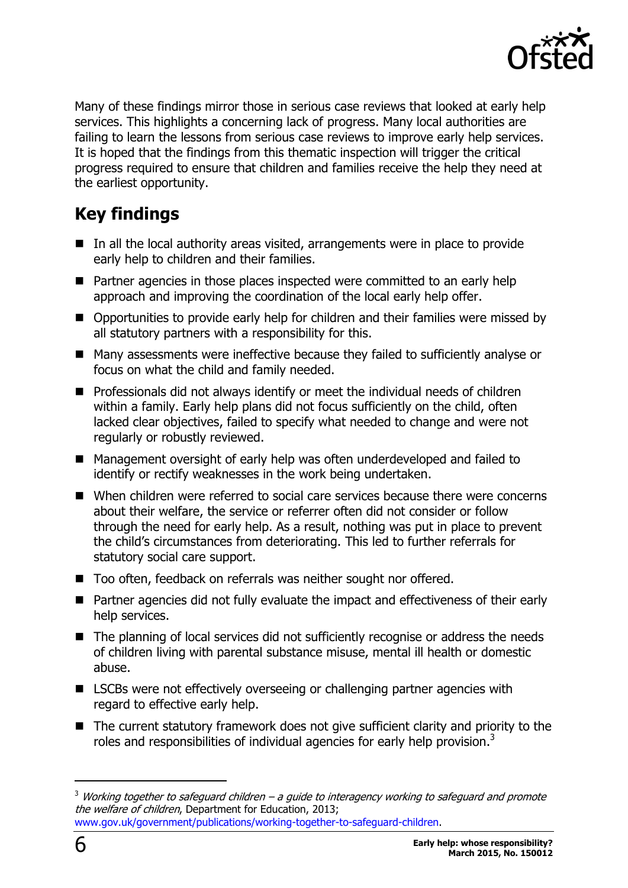Many of these findings mirror those in serious case reviews that looked at early help services. This highlights a concerning lack of progress. Many local authorities are failing to learn the lessons from serious case reviews to improve early help services. It is hoped that the findings from this thematic inspection will trigger the critical progress required to ensure that children and families receive the help they need at the earliest opportunity.

## Key findings

- In all the local authority areas visited, arrangements were in place to provide early help to children and their families.
- Partner agencies in those places inspected were committed to an early help approach and improving the coordination of the local early help offer.
- Opportunities to provide early help for children and their families were missed by all statutory partners with a responsibility for this.
- Many assessments were ineffective because they failed to sufficiently analyse or focus on what the child and family needed.
- Professionals did not always identify or meet the individual needs of children within a family. Early help plans did not focus sufficiently on the child, often lacked clear objectives, failed to specify what needed to change and were not regularly or robustly reviewed.
- Management oversight of early help was often underdeveloped and failed to identify or rectify weaknesses in the work being undertaken.
- When children were referred to social care services because there were concerns about their welfare, the service or referrer often did not consider or follow through the need for early help. As a result, nothing was put in place to prevent the child's circumstances from deteriorating. This led to further referrals for statutory social care support.
- Too often, feedback on referrals was neither sought nor offered.
- Partner agencies did not fully evaluate the impact and effectiveness of their early help services.
- The planning of local services did not sufficiently recognise or address the needs of children living with parental substance misuse, mental ill health or domestic abuse.
- LSCBs were not effectively overseeing or challenging partner agencies with regard to effective early help.
- The current statutory framework does not give sufficient clarity and priority to the roles and responsibilities of individual agencies for early help provision.[3]

[3] *Working together to safeguard children – a guide to interagency working to safeguard and promote the welfare of children*, Department for Education, 2013; www.gov.uk/government/publications/working-together-to-safeguard-children.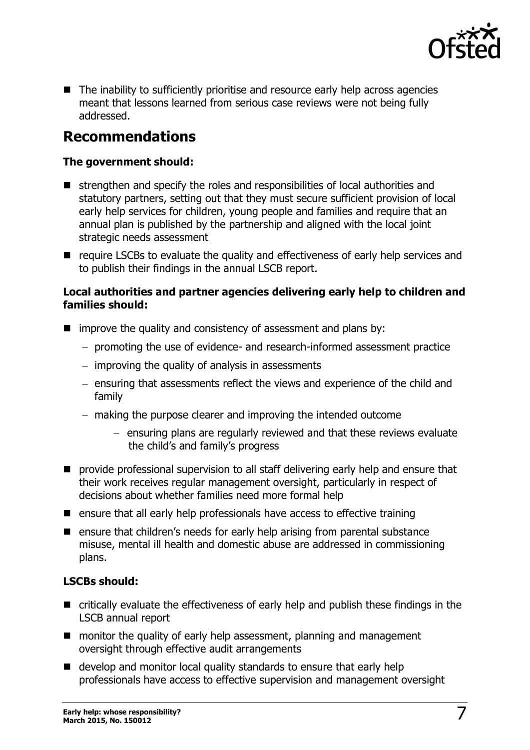- The inability to sufficiently prioritise and resource early help across agencies meant that lessons learned from serious case reviews were not being fully addressed.

## Recommendations

**The government should:**

- strengthen and specify the roles and responsibilities of local authorities and statutory partners, setting out that they must secure sufficient provision of local early help services for children, young people and families and require that an annual plan is published by the partnership and aligned with the local joint strategic needs assessment
- require LSCBs to evaluate the quality and effectiveness of early help services and to publish their findings in the annual LSCB report.

**Local authorities and partner agencies delivering early help to children and families should:**

- improve the quality and consistency of assessment and plans by:
  - promoting the use of evidence- and research-informed assessment practice
  - improving the quality of analysis in assessments
  - ensuring that assessments reflect the views and experience of the child and family
  - making the purpose clearer and improving the intended outcome
    - ensuring plans are regularly reviewed and that these reviews evaluate the child's and family's progress
- provide professional supervision to all staff delivering early help and ensure that their work receives regular management oversight, particularly in respect of decisions about whether families need more formal help
- ensure that all early help professionals have access to effective training
- ensure that children's needs for early help arising from parental substance misuse, mental ill health and domestic abuse are addressed in commissioning plans.

**LSCBs should:**

- critically evaluate the effectiveness of early help and publish these findings in the LSCB annual report
- monitor the quality of early help assessment, planning and management oversight through effective audit arrangements
- develop and monitor local quality standards to ensure that early help professionals have access to effective supervision and management oversight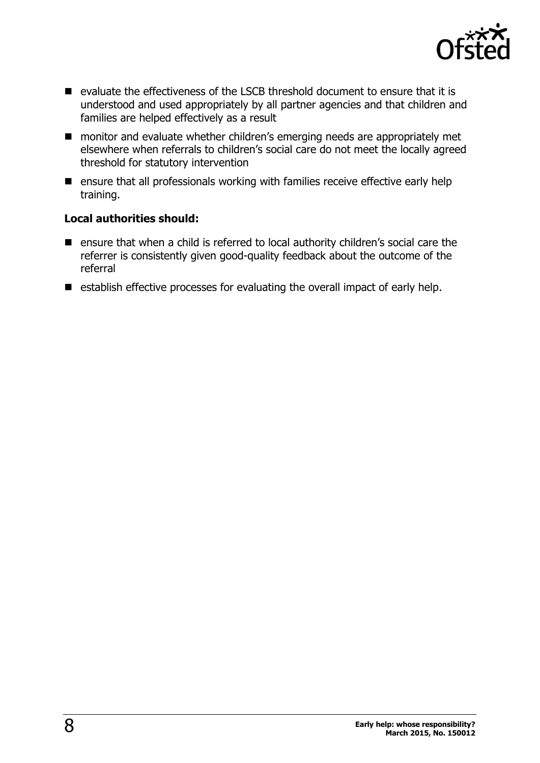- evaluate the effectiveness of the LSCB threshold document to ensure that it is understood and used appropriately by all partner agencies and that children and families are helped effectively as a result
- monitor and evaluate whether children's emerging needs are appropriately met elsewhere when referrals to children's social care do not meet the locally agreed threshold for statutory intervention
- ensure that all professionals working with families receive effective early help training.

**Local authorities should:**

- ensure that when a child is referred to local authority children's social care the referrer is consistently given good-quality feedback about the outcome of the referral
- establish effective processes for evaluating the overall impact of early help.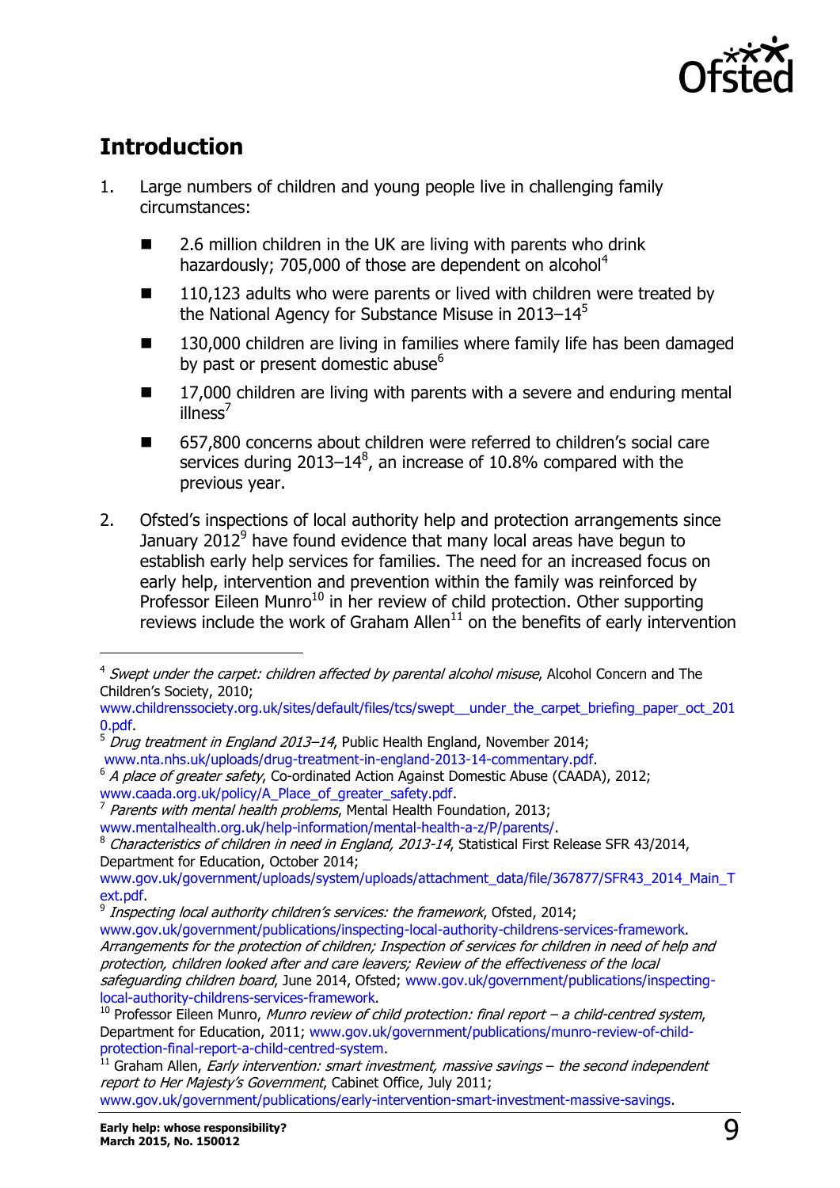## Introduction

1. Large numbers of children and young people live in challenging family circumstances:

   - 2.6 million children in the UK are living with parents who drink hazardously; 705,000 of those are dependent on alcohol[4]
   - 110,123 adults who were parents or lived with children were treated by the National Agency for Substance Misuse in 2013–14[5]
   - 130,000 children are living in families where family life has been damaged by past or present domestic abuse[6]
   - 17,000 children are living with parents with a severe and enduring mental illness[7]
   - 657,800 concerns about children were referred to children's social care services during 2013–14[8], an increase of 10.8% compared with the previous year.

2. Ofsted's inspections of local authority help and protection arrangements since January 2012[9] have found evidence that many local areas have begun to establish early help services for families. The need for an increased focus on early help, intervention and prevention within the family was reinforced by Professor Eileen Munro[10] in her review of child protection. Other supporting reviews include the work of Graham Allen[11] on the benefits of early intervention

---

[4] *Swept under the carpet: children affected by parental alcohol misuse*, Alcohol Concern and The Children's Society, 2010; www.childrenssociety.org.uk/sites/default/files/tcs/swept__under_the_carpet_briefing_paper_oct_2010.pdf.

[5] *Drug treatment in England 2013–14*, Public Health England, November 2014; www.nta.nhs.uk/uploads/drug-treatment-in-england-2013-14-commentary.pdf.

[6] *A place of greater safety*, Co-ordinated Action Against Domestic Abuse (CAADA), 2012; www.caada.org.uk/policy/A_Place_of_greater_safety.pdf.

[7] *Parents with mental health problems*, Mental Health Foundation, 2013; www.mentalhealth.org.uk/help-information/mental-health-a-z/P/parents/.

[8] *Characteristics of children in need in England, 2013-14*, Statistical First Release SFR 43/2014, Department for Education, October 2014; www.gov.uk/government/uploads/system/uploads/attachment_data/file/367877/SFR43_2014_Main_Text.pdf.

[9] *Inspecting local authority children's services: the framework*, Ofsted, 2014; www.gov.uk/government/publications/inspecting-local-authority-childrens-services-framework. *Arrangements for the protection of children; Inspection of services for children in need of help and protection, children looked after and care leavers; Review of the effectiveness of the local safeguarding children board*, June 2014, Ofsted; www.gov.uk/government/publications/inspecting-local-authority-childrens-services-framework.

[10] Professor Eileen Munro, *Munro review of child protection: final report – a child-centred system*, Department for Education, 2011; www.gov.uk/government/publications/munro-review-of-child-protection-final-report-a-child-centred-system.

[11] Graham Allen, *Early intervention: smart investment, massive savings – the second independent report to Her Majesty's Government*, Cabinet Office, July 2011; www.gov.uk/government/publications/early-intervention-smart-investment-massive-savings.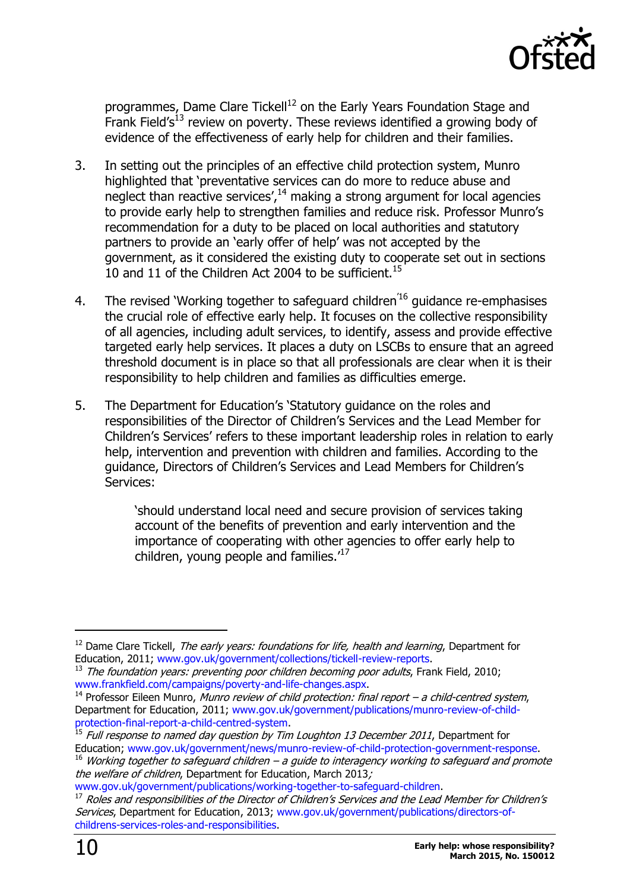programmes, Dame Clare Tickell[12] on the Early Years Foundation Stage and Frank Field's[13] review on poverty. These reviews identified a growing body of evidence of the effectiveness of early help for children and their families.

3. In setting out the principles of an effective child protection system, Munro highlighted that 'preventative services can do more to reduce abuse and neglect than reactive services',[14] making a strong argument for local agencies to provide early help to strengthen families and reduce risk. Professor Munro's recommendation for a duty to be placed on local authorities and statutory partners to provide an 'early offer of help' was not accepted by the government, as it considered the existing duty to cooperate set out in sections 10 and 11 of the Children Act 2004 to be sufficient.[15]

4. The revised 'Working together to safeguard children'[16] guidance re-emphasises the crucial role of effective early help. It focuses on the collective responsibility of all agencies, including adult services, to identify, assess and provide effective targeted early help services. It places a duty on LSCBs to ensure that an agreed threshold document is in place so that all professionals are clear when it is their responsibility to help children and families as difficulties emerge.

5. The Department for Education's 'Statutory guidance on the roles and responsibilities of the Director of Children's Services and the Lead Member for Children's Services' refers to these important leadership roles in relation to early help, intervention and prevention with children and families. According to the guidance, Directors of Children's Services and Lead Members for Children's Services:

> 'should understand local need and secure provision of services taking account of the benefits of prevention and early intervention and the importance of cooperating with other agencies to offer early help to children, young people and families.'[17]

---

[12] Dame Clare Tickell, *The early years: foundations for life, health and learning*, Department for Education, 2011; www.gov.uk/government/collections/tickell-review-reports.

[13] *The foundation years: preventing poor children becoming poor adults*, Frank Field, 2010; www.frankfield.com/campaigns/poverty-and-life-changes.aspx.

[14] Professor Eileen Munro, *Munro review of child protection: final report – a child-centred system*, Department for Education, 2011; www.gov.uk/government/publications/munro-review-of-child-protection-final-report-a-child-centred-system.

[15] *Full response to named day question by Tim Loughton 13 December 2011*, Department for Education; www.gov.uk/government/news/munro-review-of-child-protection-government-response.

[16] *Working together to safeguard children – a guide to interagency working to safeguard and promote the welfare of children*, Department for Education, March 2013; www.gov.uk/government/publications/working-together-to-safeguard-children.

[17] *Roles and responsibilities of the Director of Children's Services and the Lead Member for Children's Services*, Department for Education, 2013; www.gov.uk/government/publications/directors-of-childrens-services-roles-and-responsibilities.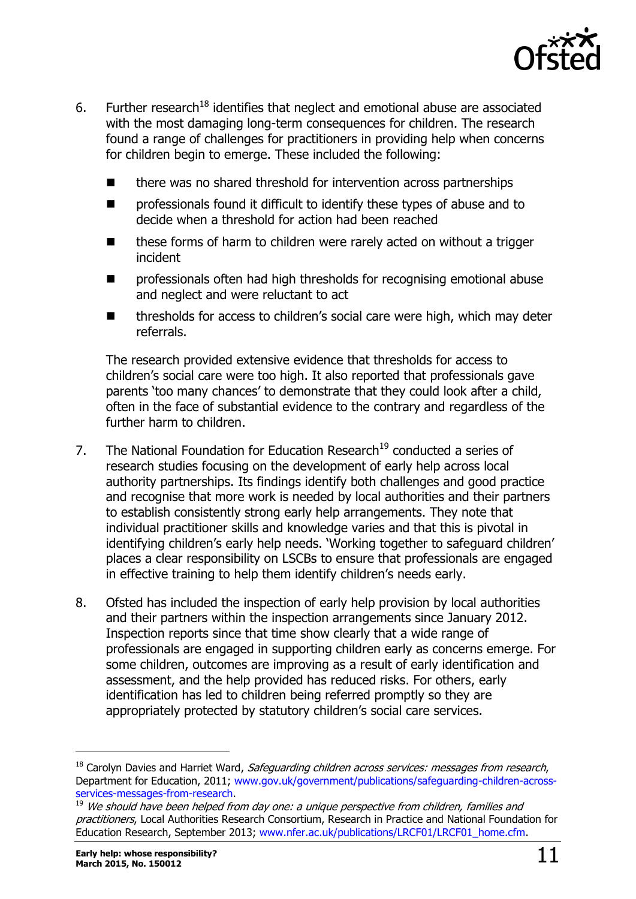6. Further research[18] identifies that neglect and emotional abuse are associated with the most damaging long-term consequences for children. The research found a range of challenges for practitioners in providing help when concerns for children begin to emerge. These included the following:

   - there was no shared threshold for intervention across partnerships
   - professionals found it difficult to identify these types of abuse and to decide when a threshold for action had been reached
   - these forms of harm to children were rarely acted on without a trigger incident
   - professionals often had high thresholds for recognising emotional abuse and neglect and were reluctant to act
   - thresholds for access to children's social care were high, which may deter referrals.

   The research provided extensive evidence that thresholds for access to children's social care were too high. It also reported that professionals gave parents 'too many chances' to demonstrate that they could look after a child, often in the face of substantial evidence to the contrary and regardless of the further harm to children.

7. The National Foundation for Education Research[19] conducted a series of research studies focusing on the development of early help across local authority partnerships. Its findings identify both challenges and good practice and recognise that more work is needed by local authorities and their partners to establish consistently strong early help arrangements. They note that individual practitioner skills and knowledge varies and that this is pivotal in identifying children's early help needs. 'Working together to safeguard children' places a clear responsibility on LSCBs to ensure that professionals are engaged in effective training to help them identify children's needs early.

8. Ofsted has included the inspection of early help provision by local authorities and their partners within the inspection arrangements since January 2012. Inspection reports since that time show clearly that a wide range of professionals are engaged in supporting children early as concerns emerge. For some children, outcomes are improving as a result of early identification and assessment, and the help provided has reduced risks. For others, early identification has led to children being referred promptly so they are appropriately protected by statutory children's social care services.

---

[18] Carolyn Davies and Harriet Ward, *Safeguarding children across services: messages from research*, Department for Education, 2011; www.gov.uk/government/publications/safeguarding-children-across-services-messages-from-research.

[19] *We should have been helped from day one: a unique perspective from children, families and practitioners*, Local Authorities Research Consortium, Research in Practice and National Foundation for Education Research, September 2013; www.nfer.ac.uk/publications/LRCF01/LRCF01_home.cfm.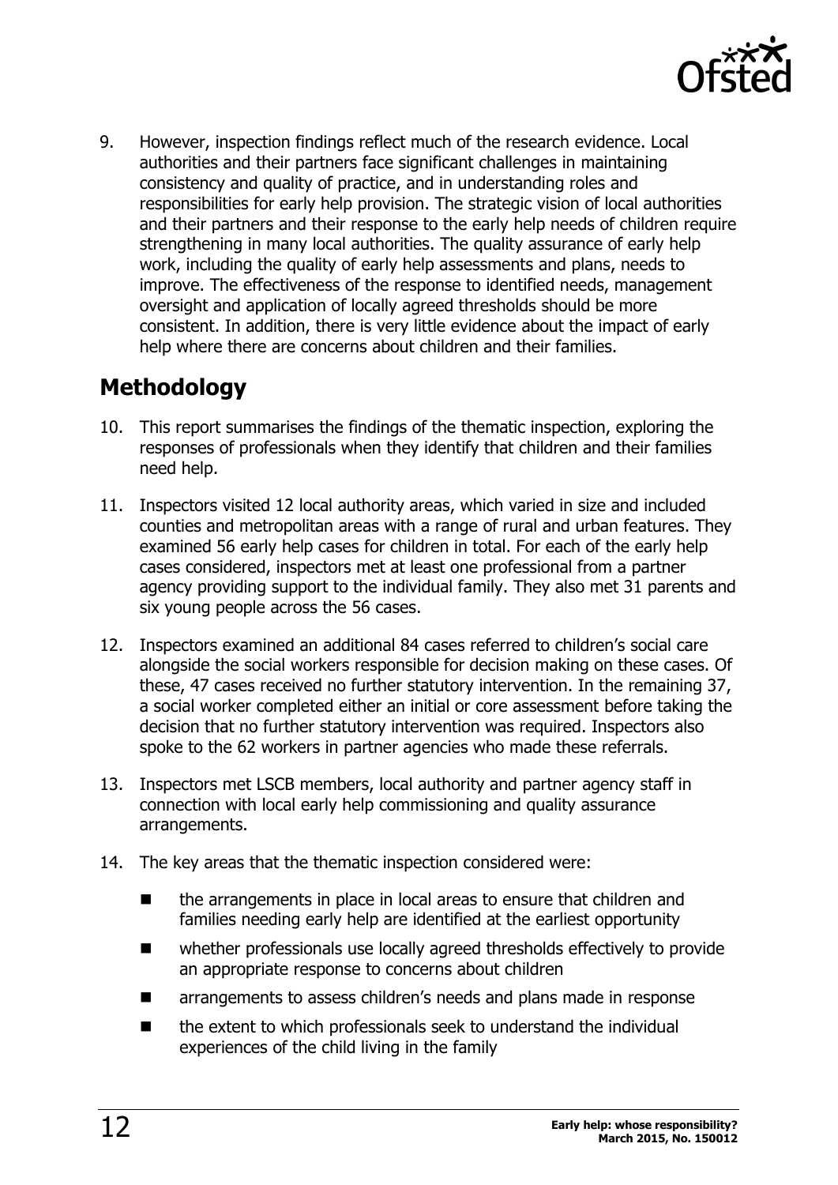9. However, inspection findings reflect much of the research evidence. Local authorities and their partners face significant challenges in maintaining consistency and quality of practice, and in understanding roles and responsibilities for early help provision. The strategic vision of local authorities and their partners and their response to the early help needs of children require strengthening in many local authorities. The quality assurance of early help work, including the quality of early help assessments and plans, needs to improve. The effectiveness of the response to identified needs, management oversight and application of locally agreed thresholds should be more consistent. In addition, there is very little evidence about the impact of early help where there are concerns about children and their families.

## Methodology

10. This report summarises the findings of the thematic inspection, exploring the responses of professionals when they identify that children and their families need help.

11. Inspectors visited 12 local authority areas, which varied in size and included counties and metropolitan areas with a range of rural and urban features. They examined 56 early help cases for children in total. For each of the early help cases considered, inspectors met at least one professional from a partner agency providing support to the individual family. They also met 31 parents and six young people across the 56 cases.

12. Inspectors examined an additional 84 cases referred to children's social care alongside the social workers responsible for decision making on these cases. Of these, 47 cases received no further statutory intervention. In the remaining 37, a social worker completed either an initial or core assessment before taking the decision that no further statutory intervention was required. Inspectors also spoke to the 62 workers in partner agencies who made these referrals.

13. Inspectors met LSCB members, local authority and partner agency staff in connection with local early help commissioning and quality assurance arrangements.

14. The key areas that the thematic inspection considered were:

    - the arrangements in place in local areas to ensure that children and families needing early help are identified at the earliest opportunity
    - whether professionals use locally agreed thresholds effectively to provide an appropriate response to concerns about children
    - arrangements to assess children's needs and plans made in response
    - the extent to which professionals seek to understand the individual experiences of the child living in the family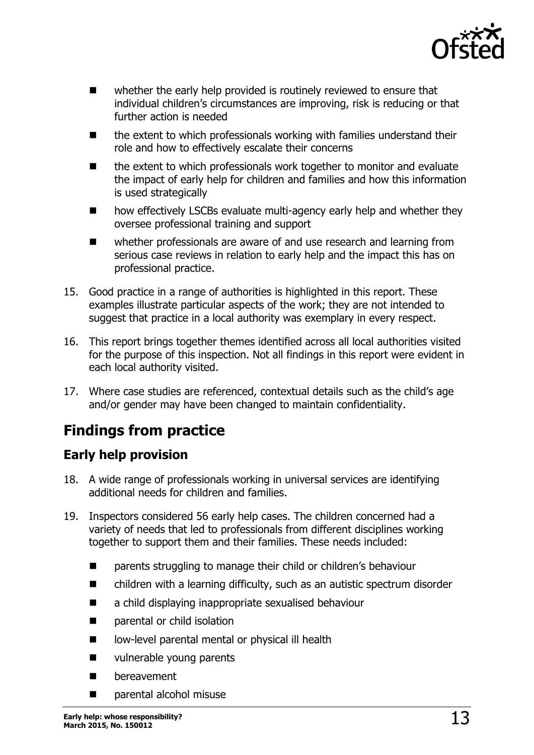- whether the early help provided is routinely reviewed to ensure that individual children's circumstances are improving, risk is reducing or that further action is needed
- the extent to which professionals working with families understand their role and how to effectively escalate their concerns
- the extent to which professionals work together to monitor and evaluate the impact of early help for children and families and how this information is used strategically
- how effectively LSCBs evaluate multi-agency early help and whether they oversee professional training and support
- whether professionals are aware of and use research and learning from serious case reviews in relation to early help and the impact this has on professional practice.

15. Good practice in a range of authorities is highlighted in this report. These examples illustrate particular aspects of the work; they are not intended to suggest that practice in a local authority was exemplary in every respect.

16. This report brings together themes identified across all local authorities visited for the purpose of this inspection. Not all findings in this report were evident in each local authority visited.

17. Where case studies are referenced, contextual details such as the child's age and/or gender may have been changed to maintain confidentiality.

## Findings from practice

### Early help provision

18. A wide range of professionals working in universal services are identifying additional needs for children and families.

19. Inspectors considered 56 early help cases. The children concerned had a variety of needs that led to professionals from different disciplines working together to support them and their families. These needs included:

    - parents struggling to manage their child or children's behaviour
    - children with a learning difficulty, such as an autistic spectrum disorder
    - a child displaying inappropriate sexualised behaviour
    - parental or child isolation
    - low-level parental mental or physical ill health
    - vulnerable young parents
    - bereavement
    - parental alcohol misuse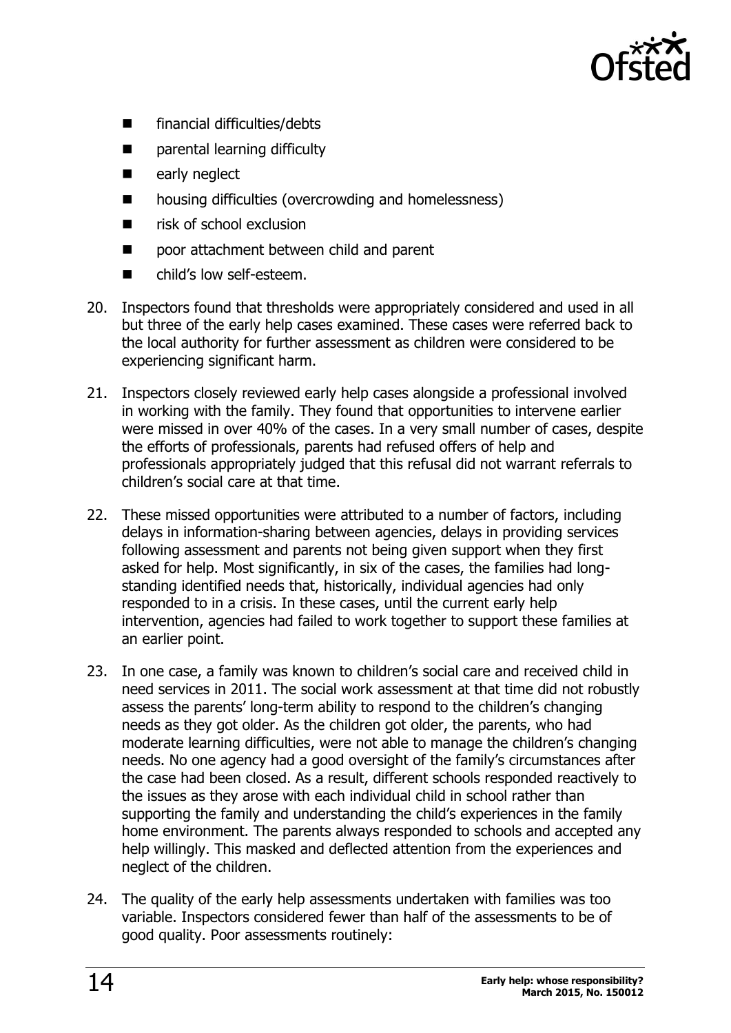- financial difficulties/debts
- parental learning difficulty
- early neglect
- housing difficulties (overcrowding and homelessness)
- risk of school exclusion
- poor attachment between child and parent
- child's low self-esteem.

20. Inspectors found that thresholds were appropriately considered and used in all but three of the early help cases examined. These cases were referred back to the local authority for further assessment as children were considered to be experiencing significant harm.

21. Inspectors closely reviewed early help cases alongside a professional involved in working with the family. They found that opportunities to intervene earlier were missed in over 40% of the cases. In a very small number of cases, despite the efforts of professionals, parents had refused offers of help and professionals appropriately judged that this refusal did not warrant referrals to children's social care at that time.

22. These missed opportunities were attributed to a number of factors, including delays in information-sharing between agencies, delays in providing services following assessment and parents not being given support when they first asked for help. Most significantly, in six of the cases, the families had long-standing identified needs that, historically, individual agencies had only responded to in a crisis. In these cases, until the current early help intervention, agencies had failed to work together to support these families at an earlier point.

23. In one case, a family was known to children's social care and received child in need services in 2011. The social work assessment at that time did not robustly assess the parents' long-term ability to respond to the children's changing needs as they got older. As the children got older, the parents, who had moderate learning difficulties, were not able to manage the children's changing needs. No one agency had a good oversight of the family's circumstances after the case had been closed. As a result, different schools responded reactively to the issues as they arose with each individual child in school rather than supporting the family and understanding the child's experiences in the family home environment. The parents always responded to schools and accepted any help willingly. This masked and deflected attention from the experiences and neglect of the children.

24. The quality of the early help assessments undertaken with families was too variable. Inspectors considered fewer than half of the assessments to be of good quality. Poor assessments routinely: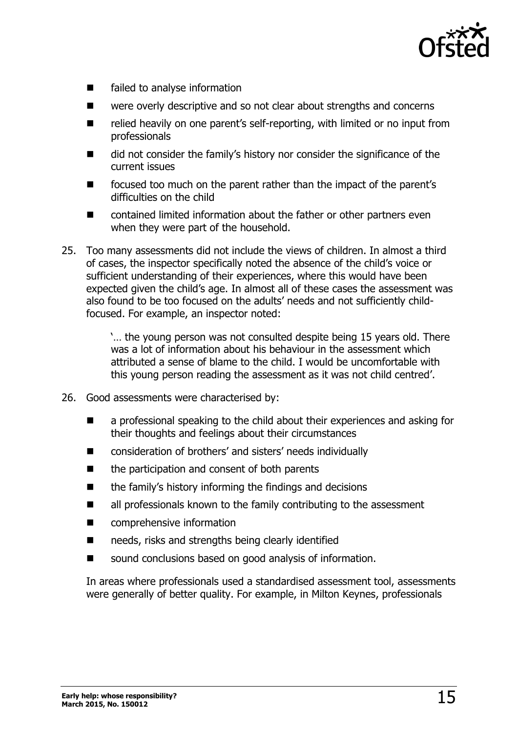- failed to analyse information
- were overly descriptive and so not clear about strengths and concerns
- relied heavily on one parent's self-reporting, with limited or no input from professionals
- did not consider the family's history nor consider the significance of the current issues
- focused too much on the parent rather than the impact of the parent's difficulties on the child
- contained limited information about the father or other partners even when they were part of the household.

25. Too many assessments did not include the views of children. In almost a third of cases, the inspector specifically noted the absence of the child's voice or sufficient understanding of their experiences, where this would have been expected given the child's age. In almost all of these cases the assessment was also found to be too focused on the adults' needs and not sufficiently child-focused. For example, an inspector noted:

    > '… the young person was not consulted despite being 15 years old. There was a lot of information about his behaviour in the assessment which attributed a sense of blame to the child. I would be uncomfortable with this young person reading the assessment as it was not child centred'.

26. Good assessments were characterised by:

    - a professional speaking to the child about their experiences and asking for their thoughts and feelings about their circumstances
    - consideration of brothers' and sisters' needs individually
    - the participation and consent of both parents
    - the family's history informing the findings and decisions
    - all professionals known to the family contributing to the assessment
    - comprehensive information
    - needs, risks and strengths being clearly identified
    - sound conclusions based on good analysis of information.

    In areas where professionals used a standardised assessment tool, assessments were generally of better quality. For example, in Milton Keynes, professionals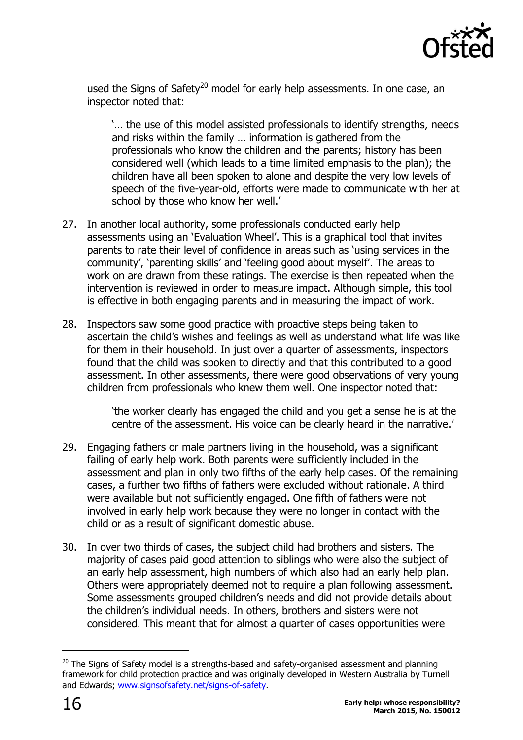used the Signs of Safety[20] model for early help assessments. In one case, an inspector noted that:

> '… the use of this model assisted professionals to identify strengths, needs and risks within the family … information is gathered from the professionals who know the children and the parents; history has been considered well (which leads to a time limited emphasis to the plan); the children have all been spoken to alone and despite the very low levels of speech of the five-year-old, efforts were made to communicate with her at school by those who know her well.'

27. In another local authority, some professionals conducted early help assessments using an 'Evaluation Wheel'. This is a graphical tool that invites parents to rate their level of confidence in areas such as 'using services in the community', 'parenting skills' and 'feeling good about myself'. The areas to work on are drawn from these ratings. The exercise is then repeated when the intervention is reviewed in order to measure impact. Although simple, this tool is effective in both engaging parents and in measuring the impact of work.

28. Inspectors saw some good practice with proactive steps being taken to ascertain the child's wishes and feelings as well as understand what life was like for them in their household. In just over a quarter of assessments, inspectors found that the child was spoken to directly and that this contributed to a good assessment. In other assessments, there were good observations of very young children from professionals who knew them well. One inspector noted that:

> 'the worker clearly has engaged the child and you get a sense he is at the centre of the assessment. His voice can be clearly heard in the narrative.'

29. Engaging fathers or male partners living in the household, was a significant failing of early help work. Both parents were sufficiently included in the assessment and plan in only two fifths of the early help cases. Of the remaining cases, a further two fifths of fathers were excluded without rationale. A third were available but not sufficiently engaged. One fifth of fathers were not involved in early help work because they were no longer in contact with the child or as a result of significant domestic abuse.

30. In over two thirds of cases, the subject child had brothers and sisters. The majority of cases paid good attention to siblings who were also the subject of an early help assessment, high numbers of which also had an early help plan. Others were appropriately deemed not to require a plan following assessment. Some assessments grouped children's needs and did not provide details about the children's individual needs. In others, brothers and sisters were not considered. This meant that for almost a quarter of cases opportunities were

---

[20] The Signs of Safety model is a strengths-based and safety-organised assessment and planning framework for child protection practice and was originally developed in Western Australia by Turnell and Edwards; www.signsofsafety.net/signs-of-safety.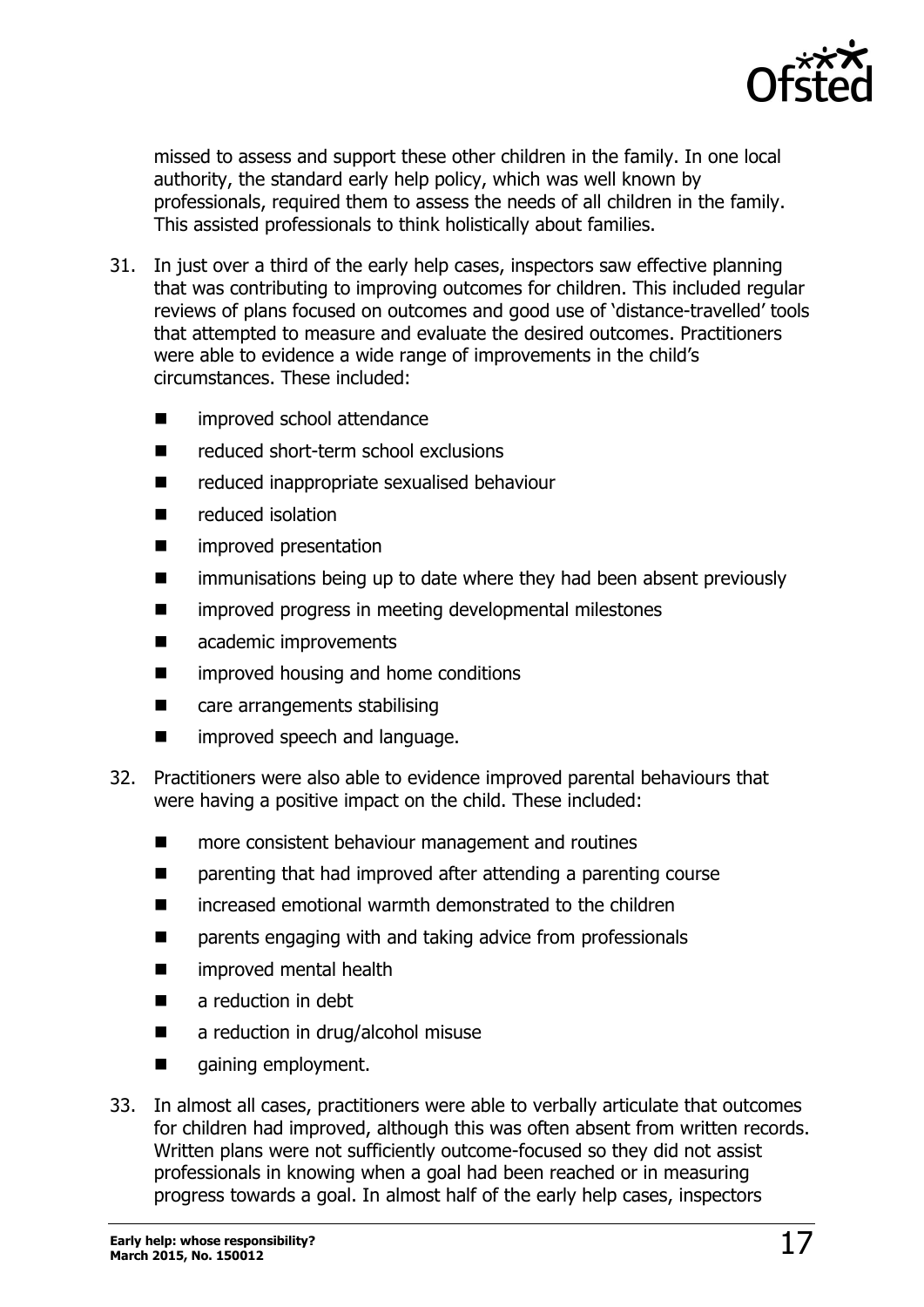missed to assess and support these other children in the family. In one local authority, the standard early help policy, which was well known by professionals, required them to assess the needs of all children in the family. This assisted professionals to think holistically about families.

31. In just over a third of the early help cases, inspectors saw effective planning that was contributing to improving outcomes for children. This included regular reviews of plans focused on outcomes and good use of 'distance-travelled' tools that attempted to measure and evaluate the desired outcomes. Practitioners were able to evidence a wide range of improvements in the child's circumstances. These included:

    - improved school attendance
    - reduced short-term school exclusions
    - reduced inappropriate sexualised behaviour
    - reduced isolation
    - improved presentation
    - immunisations being up to date where they had been absent previously
    - improved progress in meeting developmental milestones
    - academic improvements
    - improved housing and home conditions
    - care arrangements stabilising
    - improved speech and language.

32. Practitioners were also able to evidence improved parental behaviours that were having a positive impact on the child. These included:

    - more consistent behaviour management and routines
    - parenting that had improved after attending a parenting course
    - increased emotional warmth demonstrated to the children
    - parents engaging with and taking advice from professionals
    - improved mental health
    - a reduction in debt
    - a reduction in drug/alcohol misuse
    - gaining employment.

33. In almost all cases, practitioners were able to verbally articulate that outcomes for children had improved, although this was often absent from written records. Written plans were not sufficiently outcome-focused so they did not assist professionals in knowing when a goal had been reached or in measuring progress towards a goal. In almost half of the early help cases, inspectors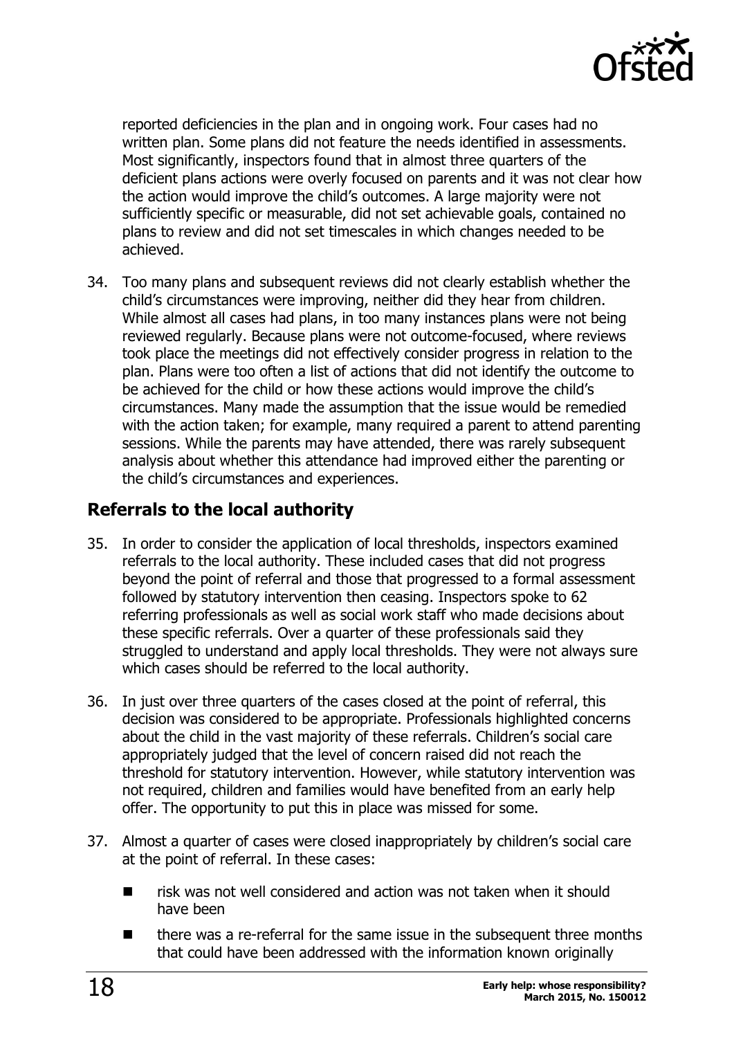reported deficiencies in the plan and in ongoing work. Four cases had no written plan. Some plans did not feature the needs identified in assessments. Most significantly, inspectors found that in almost three quarters of the deficient plans actions were overly focused on parents and it was not clear how the action would improve the child's outcomes. A large majority were not sufficiently specific or measurable, did not set achievable goals, contained no plans to review and did not set timescales in which changes needed to be achieved.

34. Too many plans and subsequent reviews did not clearly establish whether the child's circumstances were improving, neither did they hear from children. While almost all cases had plans, in too many instances plans were not being reviewed regularly. Because plans were not outcome-focused, where reviews took place the meetings did not effectively consider progress in relation to the plan. Plans were too often a list of actions that did not identify the outcome to be achieved for the child or how these actions would improve the child's circumstances. Many made the assumption that the issue would be remedied with the action taken; for example, many required a parent to attend parenting sessions. While the parents may have attended, there was rarely subsequent analysis about whether this attendance had improved either the parenting or the child's circumstances and experiences.

## Referrals to the local authority

35. In order to consider the application of local thresholds, inspectors examined referrals to the local authority. These included cases that did not progress beyond the point of referral and those that progressed to a formal assessment followed by statutory intervention then ceasing. Inspectors spoke to 62 referring professionals as well as social work staff who made decisions about these specific referrals. Over a quarter of these professionals said they struggled to understand and apply local thresholds. They were not always sure which cases should be referred to the local authority.

36. In just over three quarters of the cases closed at the point of referral, this decision was considered to be appropriate. Professionals highlighted concerns about the child in the vast majority of these referrals. Children's social care appropriately judged that the level of concern raised did not reach the threshold for statutory intervention. However, while statutory intervention was not required, children and families would have benefited from an early help offer. The opportunity to put this in place was missed for some.

37. Almost a quarter of cases were closed inappropriately by children's social care at the point of referral. In these cases:

- risk was not well considered and action was not taken when it should have been
- there was a re-referral for the same issue in the subsequent three months that could have been addressed with the information known originally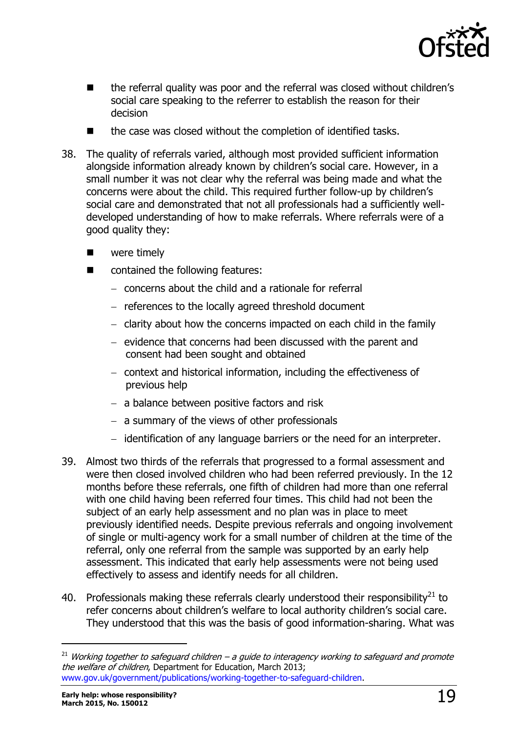- the referral quality was poor and the referral was closed without children's social care speaking to the referrer to establish the reason for their decision
- the case was closed without the completion of identified tasks.

38. The quality of referrals varied, although most provided sufficient information alongside information already known by children's social care. However, in a small number it was not clear why the referral was being made and what the concerns were about the child. This required further follow-up by children's social care and demonstrated that not all professionals had a sufficiently well-developed understanding of how to make referrals. Where referrals were of a good quality they:
    - were timely
    - contained the following features:
        - concerns about the child and a rationale for referral
        - references to the locally agreed threshold document
        - clarity about how the concerns impacted on each child in the family
        - evidence that concerns had been discussed with the parent and consent had been sought and obtained
        - context and historical information, including the effectiveness of previous help
        - a balance between positive factors and risk
        - a summary of the views of other professionals
        - identification of any language barriers or the need for an interpreter.

39. Almost two thirds of the referrals that progressed to a formal assessment and were then closed involved children who had been referred previously. In the 12 months before these referrals, one fifth of children had more than one referral with one child having been referred four times. This child had not been the subject of an early help assessment and no plan was in place to meet previously identified needs. Despite previous referrals and ongoing involvement of single or multi-agency work for a small number of children at the time of the referral, only one referral from the sample was supported by an early help assessment. This indicated that early help assessments were not being used effectively to assess and identify needs for all children.

40. Professionals making these referrals clearly understood their responsibility[21] to refer concerns about children's welfare to local authority children's social care. They understood that this was the basis of good information-sharing. What was

[21] *Working together to safeguard children – a guide to interagency working to safeguard and promote the welfare of children*, Department for Education, March 2013; www.gov.uk/government/publications/working-together-to-safeguard-children.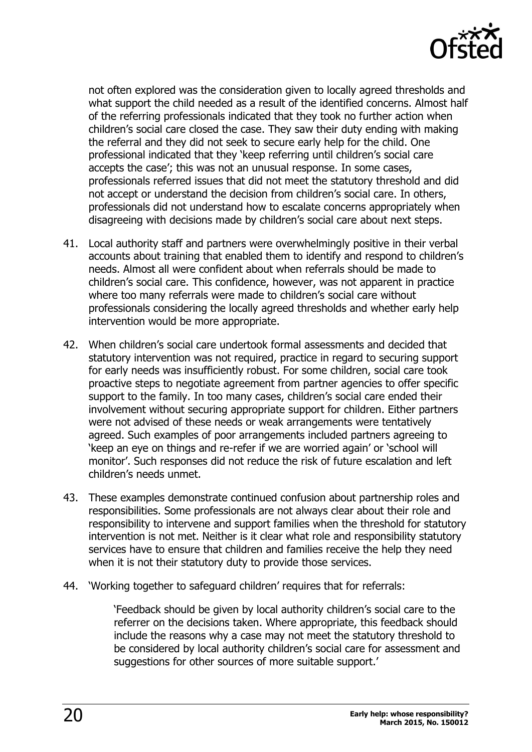not often explored was the consideration given to locally agreed thresholds and what support the child needed as a result of the identified concerns. Almost half of the referring professionals indicated that they took no further action when children's social care closed the case. They saw their duty ending with making the referral and they did not seek to secure early help for the child. One professional indicated that they 'keep referring until children's social care accepts the case'; this was not an unusual response. In some cases, professionals referred issues that did not meet the statutory threshold and did not accept or understand the decision from children's social care. In others, professionals did not understand how to escalate concerns appropriately when disagreeing with decisions made by children's social care about next steps.

41. Local authority staff and partners were overwhelmingly positive in their verbal accounts about training that enabled them to identify and respond to children's needs. Almost all were confident about when referrals should be made to children's social care. This confidence, however, was not apparent in practice where too many referrals were made to children's social care without professionals considering the locally agreed thresholds and whether early help intervention would be more appropriate.

42. When children's social care undertook formal assessments and decided that statutory intervention was not required, practice in regard to securing support for early needs was insufficiently robust. For some children, social care took proactive steps to negotiate agreement from partner agencies to offer specific support to the family. In too many cases, children's social care ended their involvement without securing appropriate support for children. Either partners were not advised of these needs or weak arrangements were tentatively agreed. Such examples of poor arrangements included partners agreeing to 'keep an eye on things and re-refer if we are worried again' or 'school will monitor'. Such responses did not reduce the risk of future escalation and left children's needs unmet.

43. These examples demonstrate continued confusion about partnership roles and responsibilities. Some professionals are not always clear about their role and responsibility to intervene and support families when the threshold for statutory intervention is not met. Neither is it clear what role and responsibility statutory services have to ensure that children and families receive the help they need when it is not their statutory duty to provide those services.

44. 'Working together to safeguard children' requires that for referrals:

> 'Feedback should be given by local authority children's social care to the referrer on the decisions taken. Where appropriate, this feedback should include the reasons why a case may not meet the statutory threshold to be considered by local authority children's social care for assessment and suggestions for other sources of more suitable support.'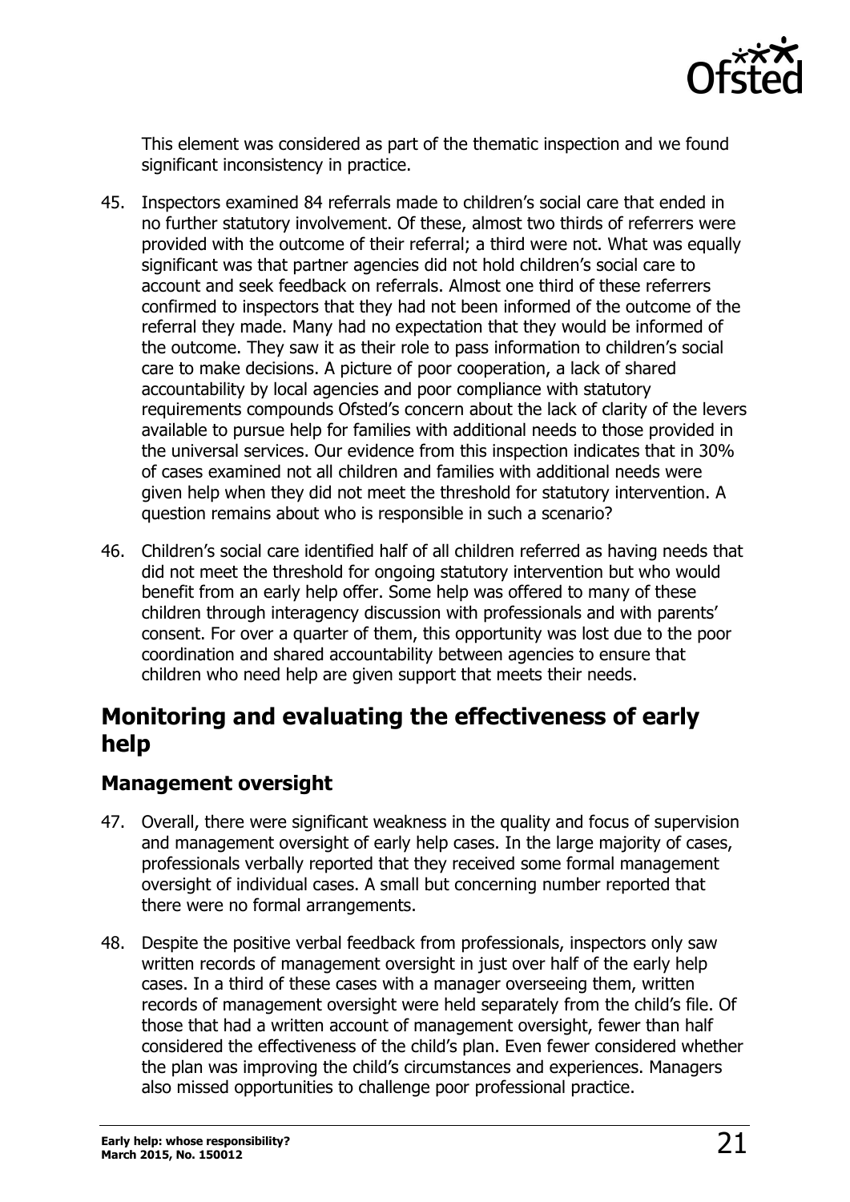This element was considered as part of the thematic inspection and we found significant inconsistency in practice.

45. Inspectors examined 84 referrals made to children's social care that ended in no further statutory involvement. Of these, almost two thirds of referrers were provided with the outcome of their referral; a third were not. What was equally significant was that partner agencies did not hold children's social care to account and seek feedback on referrals. Almost one third of these referrers confirmed to inspectors that they had not been informed of the outcome of the referral they made. Many had no expectation that they would be informed of the outcome. They saw it as their role to pass information to children's social care to make decisions. A picture of poor cooperation, a lack of shared accountability by local agencies and poor compliance with statutory requirements compounds Ofsted's concern about the lack of clarity of the levers available to pursue help for families with additional needs to those provided in the universal services. Our evidence from this inspection indicates that in 30% of cases examined not all children and families with additional needs were given help when they did not meet the threshold for statutory intervention. A question remains about who is responsible in such a scenario?

46. Children's social care identified half of all children referred as having needs that did not meet the threshold for ongoing statutory intervention but who would benefit from an early help offer. Some help was offered to many of these children through interagency discussion with professionals and with parents' consent. For over a quarter of them, this opportunity was lost due to the poor coordination and shared accountability between agencies to ensure that children who need help are given support that meets their needs.

## Monitoring and evaluating the effectiveness of early help

### Management oversight

47. Overall, there were significant weakness in the quality and focus of supervision and management oversight of early help cases. In the large majority of cases, professionals verbally reported that they received some formal management oversight of individual cases. A small but concerning number reported that there were no formal arrangements.

48. Despite the positive verbal feedback from professionals, inspectors only saw written records of management oversight in just over half of the early help cases. In a third of these cases with a manager overseeing them, written records of management oversight were held separately from the child's file. Of those that had a written account of management oversight, fewer than half considered the effectiveness of the child's plan. Even fewer considered whether the plan was improving the child's circumstances and experiences. Managers also missed opportunities to challenge poor professional practice.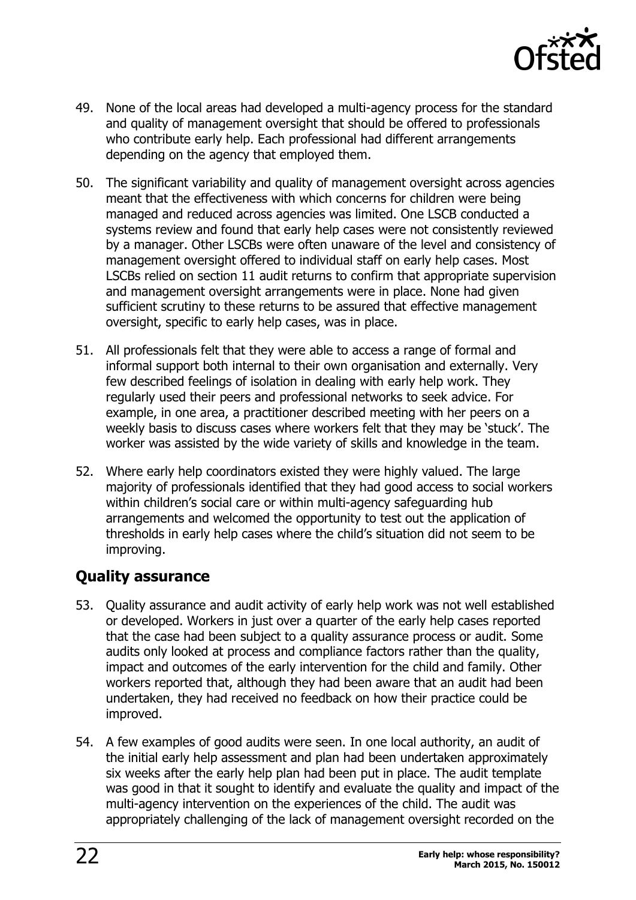49. None of the local areas had developed a multi-agency process for the standard and quality of management oversight that should be offered to professionals who contribute early help. Each professional had different arrangements depending on the agency that employed them.

50. The significant variability and quality of management oversight across agencies meant that the effectiveness with which concerns for children were being managed and reduced across agencies was limited. One LSCB conducted a systems review and found that early help cases were not consistently reviewed by a manager. Other LSCBs were often unaware of the level and consistency of management oversight offered to individual staff on early help cases. Most LSCBs relied on section 11 audit returns to confirm that appropriate supervision and management oversight arrangements were in place. None had given sufficient scrutiny to these returns to be assured that effective management oversight, specific to early help cases, was in place.

51. All professionals felt that they were able to access a range of formal and informal support both internal to their own organisation and externally. Very few described feelings of isolation in dealing with early help work. They regularly used their peers and professional networks to seek advice. For example, in one area, a practitioner described meeting with her peers on a weekly basis to discuss cases where workers felt that they may be 'stuck'. The worker was assisted by the wide variety of skills and knowledge in the team.

52. Where early help coordinators existed they were highly valued. The large majority of professionals identified that they had good access to social workers within children's social care or within multi-agency safeguarding hub arrangements and welcomed the opportunity to test out the application of thresholds in early help cases where the child's situation did not seem to be improving.

## Quality assurance

53. Quality assurance and audit activity of early help work was not well established or developed. Workers in just over a quarter of the early help cases reported that the case had been subject to a quality assurance process or audit. Some audits only looked at process and compliance factors rather than the quality, impact and outcomes of the early intervention for the child and family. Other workers reported that, although they had been aware that an audit had been undertaken, they had received no feedback on how their practice could be improved.

54. A few examples of good audits were seen. In one local authority, an audit of the initial early help assessment and plan had been undertaken approximately six weeks after the early help plan had been put in place. The audit template was good in that it sought to identify and evaluate the quality and impact of the multi-agency intervention on the experiences of the child. The audit was appropriately challenging of the lack of management oversight recorded on the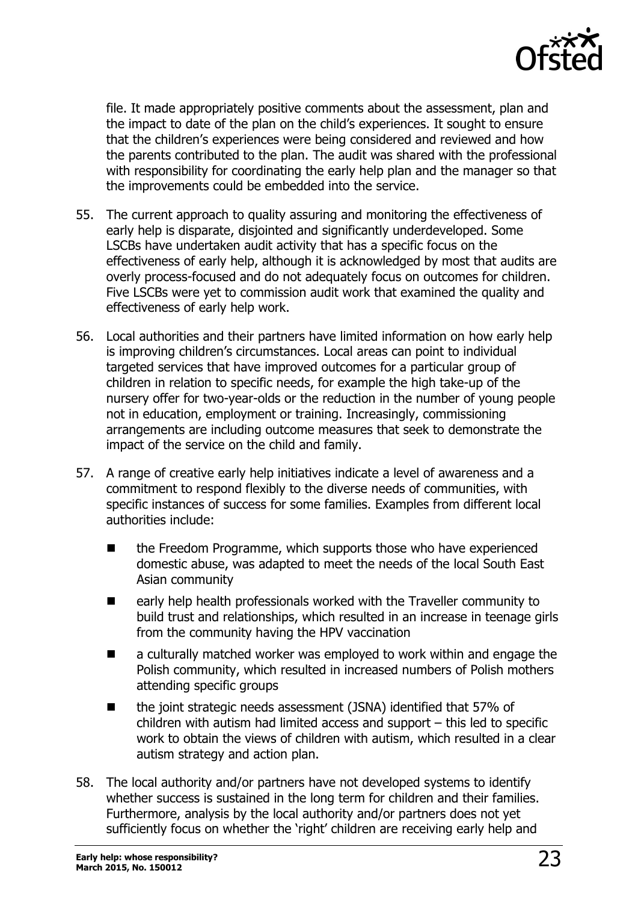file. It made appropriately positive comments about the assessment, plan and the impact to date of the plan on the child's experiences. It sought to ensure that the children's experiences were being considered and reviewed and how the parents contributed to the plan. The audit was shared with the professional with responsibility for coordinating the early help plan and the manager so that the improvements could be embedded into the service.

55. The current approach to quality assuring and monitoring the effectiveness of early help is disparate, disjointed and significantly underdeveloped. Some LSCBs have undertaken audit activity that has a specific focus on the effectiveness of early help, although it is acknowledged by most that audits are overly process-focused and do not adequately focus on outcomes for children. Five LSCBs were yet to commission audit work that examined the quality and effectiveness of early help work.

56. Local authorities and their partners have limited information on how early help is improving children's circumstances. Local areas can point to individual targeted services that have improved outcomes for a particular group of children in relation to specific needs, for example the high take-up of the nursery offer for two-year-olds or the reduction in the number of young people not in education, employment or training. Increasingly, commissioning arrangements are including outcome measures that seek to demonstrate the impact of the service on the child and family.

57. A range of creative early help initiatives indicate a level of awareness and a commitment to respond flexibly to the diverse needs of communities, with specific instances of success for some families. Examples from different local authorities include:

   - the Freedom Programme, which supports those who have experienced domestic abuse, was adapted to meet the needs of the local South East Asian community
   - early help health professionals worked with the Traveller community to build trust and relationships, which resulted in an increase in teenage girls from the community having the HPV vaccination
   - a culturally matched worker was employed to work within and engage the Polish community, which resulted in increased numbers of Polish mothers attending specific groups
   - the joint strategic needs assessment (JSNA) identified that 57% of children with autism had limited access and support – this led to specific work to obtain the views of children with autism, which resulted in a clear autism strategy and action plan.

58. The local authority and/or partners have not developed systems to identify whether success is sustained in the long term for children and their families. Furthermore, analysis by the local authority and/or partners does not yet sufficiently focus on whether the 'right' children are receiving early help and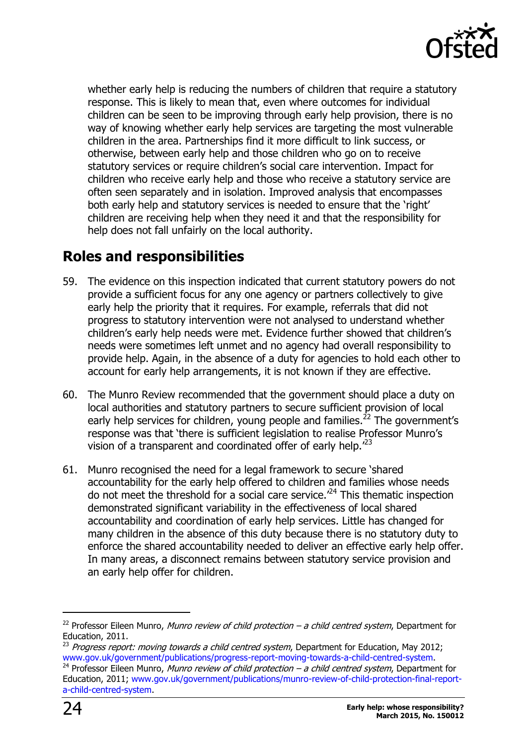whether early help is reducing the numbers of children that require a statutory response. This is likely to mean that, even where outcomes for individual children can be seen to be improving through early help provision, there is no way of knowing whether early help services are targeting the most vulnerable children in the area. Partnerships find it more difficult to link success, or otherwise, between early help and those children who go on to receive statutory services or require children's social care intervention. Impact for children who receive early help and those who receive a statutory service are often seen separately and in isolation. Improved analysis that encompasses both early help and statutory services is needed to ensure that the 'right' children are receiving help when they need it and that the responsibility for help does not fall unfairly on the local authority.

## Roles and responsibilities

59. The evidence on this inspection indicated that current statutory powers do not provide a sufficient focus for any one agency or partners collectively to give early help the priority that it requires. For example, referrals that did not progress to statutory intervention were not analysed to understand whether children's early help needs were met. Evidence further showed that children's needs were sometimes left unmet and no agency had overall responsibility to provide help. Again, in the absence of a duty for agencies to hold each other to account for early help arrangements, it is not known if they are effective.

60. The Munro Review recommended that the government should place a duty on local authorities and statutory partners to secure sufficient provision of local early help services for children, young people and families.[22] The government's response was that 'there is sufficient legislation to realise Professor Munro's vision of a transparent and coordinated offer of early help.'[23]

61. Munro recognised the need for a legal framework to secure 'shared accountability for the early help offered to children and families whose needs do not meet the threshold for a social care service.'[24] This thematic inspection demonstrated significant variability in the effectiveness of local shared accountability and coordination of early help services. Little has changed for many children in the absence of this duty because there is no statutory duty to enforce the shared accountability needed to deliver an effective early help offer. In many areas, a disconnect remains between statutory service provision and an early help offer for children.

---

[22] Professor Eileen Munro, *Munro review of child protection – a child centred system*, Department for Education, 2011.

[23] *Progress report: moving towards a child centred system*, Department for Education, May 2012; www.gov.uk/government/publications/progress-report-moving-towards-a-child-centred-system.

[24] Professor Eileen Munro, *Munro review of child protection – a child centred system*, Department for Education, 2011; www.gov.uk/government/publications/munro-review-of-child-protection-final-report-a-child-centred-system.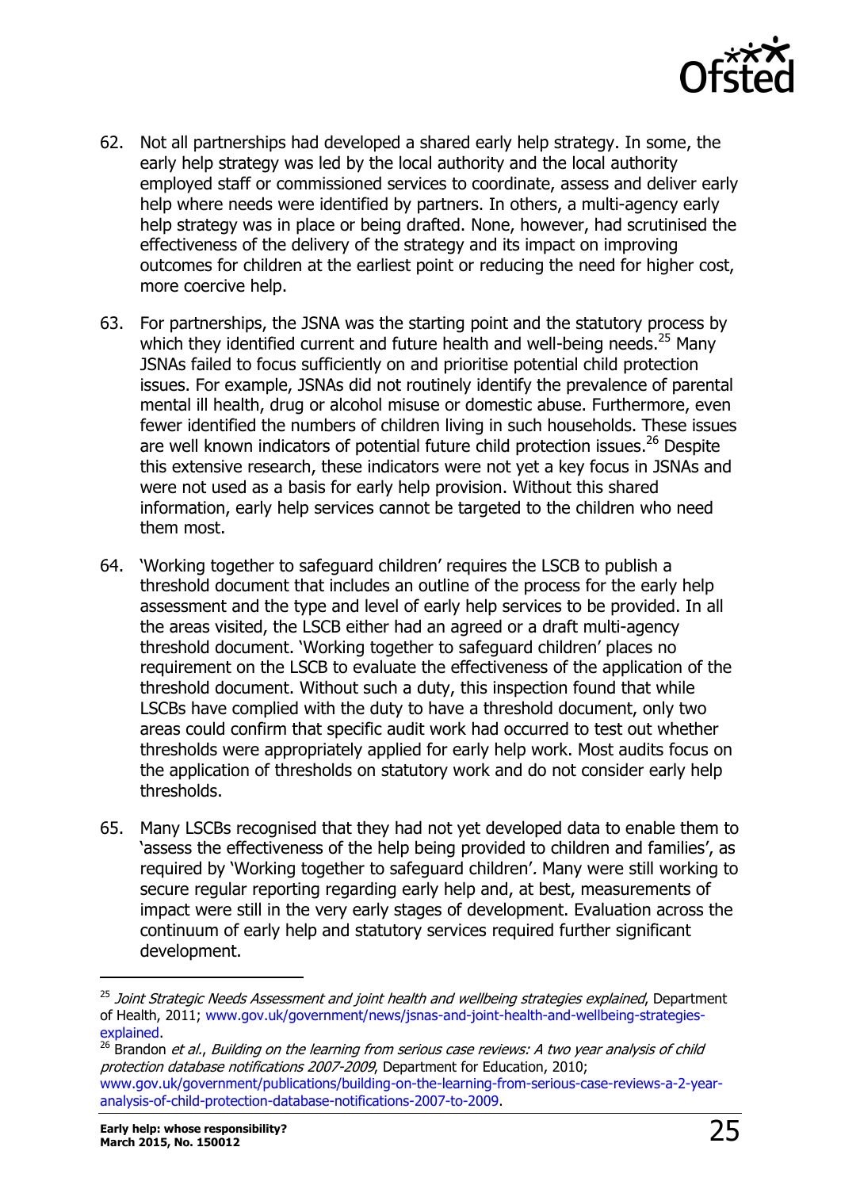62. Not all partnerships had developed a shared early help strategy. In some, the early help strategy was led by the local authority and the local authority employed staff or commissioned services to coordinate, assess and deliver early help where needs were identified by partners. In others, a multi-agency early help strategy was in place or being drafted. None, however, had scrutinised the effectiveness of the delivery of the strategy and its impact on improving outcomes for children at the earliest point or reducing the need for higher cost, more coercive help.

63. For partnerships, the JSNA was the starting point and the statutory process by which they identified current and future health and well-being needs.[25] Many JSNAs failed to focus sufficiently on and prioritise potential child protection issues. For example, JSNAs did not routinely identify the prevalence of parental mental ill health, drug or alcohol misuse or domestic abuse. Furthermore, even fewer identified the numbers of children living in such households. These issues are well known indicators of potential future child protection issues.[26] Despite this extensive research, these indicators were not yet a key focus in JSNAs and were not used as a basis for early help provision. Without this shared information, early help services cannot be targeted to the children who need them most.

64. 'Working together to safeguard children' requires the LSCB to publish a threshold document that includes an outline of the process for the early help assessment and the type and level of early help services to be provided. In all the areas visited, the LSCB either had an agreed or a draft multi-agency threshold document. 'Working together to safeguard children' places no requirement on the LSCB to evaluate the effectiveness of the application of the threshold document. Without such a duty, this inspection found that while LSCBs have complied with the duty to have a threshold document, only two areas could confirm that specific audit work had occurred to test out whether thresholds were appropriately applied for early help work. Most audits focus on the application of thresholds on statutory work and do not consider early help thresholds.

65. Many LSCBs recognised that they had not yet developed data to enable them to 'assess the effectiveness of the help being provided to children and families', as required by 'Working together to safeguard children'*.* Many were still working to secure regular reporting regarding early help and, at best, measurements of impact were still in the very early stages of development. Evaluation across the continuum of early help and statutory services required further significant development.

---

[25] *Joint Strategic Needs Assessment and joint health and wellbeing strategies explained*, Department of Health, 2011; www.gov.uk/government/news/jsnas-and-joint-health-and-wellbeing-strategies-explained.

[26] Brandon *et al.*, *Building on the learning from serious case reviews: A two year analysis of child protection database notifications 2007-2009*, Department for Education, 2010; www.gov.uk/government/publications/building-on-the-learning-from-serious-case-reviews-a-2-year-analysis-of-child-protection-database-notifications-2007-to-2009.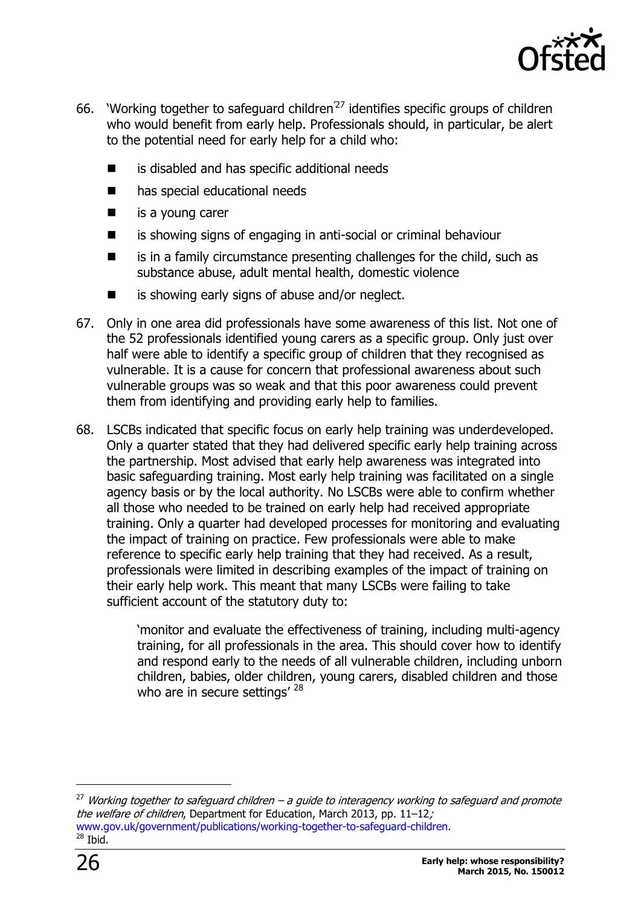66. 'Working together to safeguard children'[27] identifies specific groups of children who would benefit from early help. Professionals should, in particular, be alert to the potential need for early help for a child who:

- is disabled and has specific additional needs
- has special educational needs
- is a young carer
- is showing signs of engaging in anti-social or criminal behaviour
- is in a family circumstance presenting challenges for the child, such as substance abuse, adult mental health, domestic violence
- is showing early signs of abuse and/or neglect.

67. Only in one area did professionals have some awareness of this list. Not one of the 52 professionals identified young carers as a specific group. Only just over half were able to identify a specific group of children that they recognised as vulnerable. It is a cause for concern that professional awareness about such vulnerable groups was so weak and that this poor awareness could prevent them from identifying and providing early help to families.

68. LSCBs indicated that specific focus on early help training was underdeveloped. Only a quarter stated that they had delivered specific early help training across the partnership. Most advised that early help awareness was integrated into basic safeguarding training. Most early help training was facilitated on a single agency basis or by the local authority. No LSCBs were able to confirm whether all those who needed to be trained on early help had received appropriate training. Only a quarter had developed processes for monitoring and evaluating the impact of training on practice. Few professionals were able to make reference to specific early help training that they had received. As a result, professionals were limited in describing examples of the impact of training on their early help work. This meant that many LSCBs were failing to take sufficient account of the statutory duty to:

> 'monitor and evaluate the effectiveness of training, including multi-agency training, for all professionals in the area. This should cover how to identify and respond early to the needs of all vulnerable children, including unborn children, babies, older children, young carers, disabled children and those who are in secure settings' [28]

---

[27] *Working together to safeguard children – a guide to interagency working to safeguard and promote the welfare of children*, Department for Education, March 2013, pp. 11–12; www.gov.uk/government/publications/working-together-to-safeguard-children.

[28] Ibid.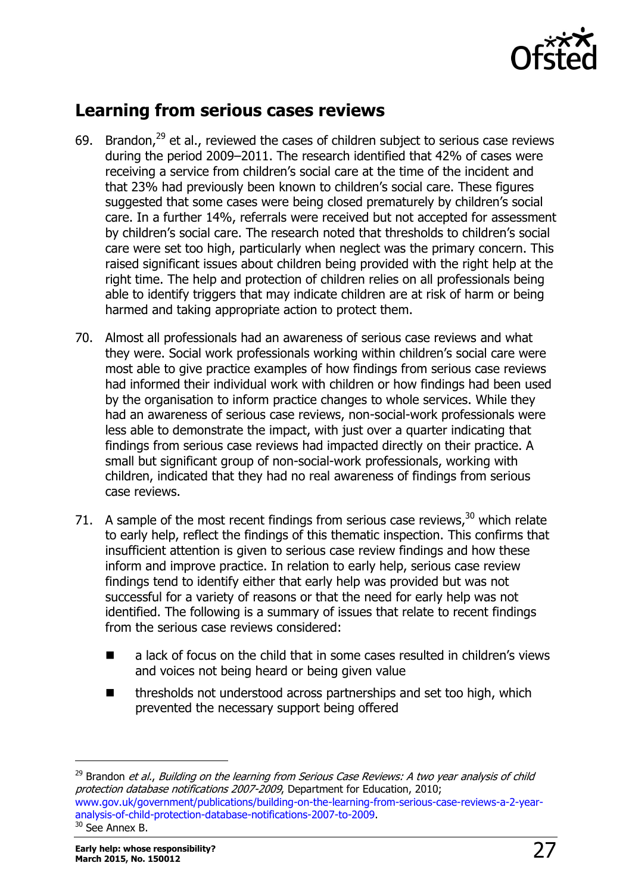## Learning from serious cases reviews

69. Brandon,[29] et al., reviewed the cases of children subject to serious case reviews during the period 2009–2011. The research identified that 42% of cases were receiving a service from children's social care at the time of the incident and that 23% had previously been known to children's social care. These figures suggested that some cases were being closed prematurely by children's social care. In a further 14%, referrals were received but not accepted for assessment by children's social care. The research noted that thresholds to children's social care were set too high, particularly when neglect was the primary concern. This raised significant issues about children being provided with the right help at the right time. The help and protection of children relies on all professionals being able to identify triggers that may indicate children are at risk of harm or being harmed and taking appropriate action to protect them.

70. Almost all professionals had an awareness of serious case reviews and what they were. Social work professionals working within children's social care were most able to give practice examples of how findings from serious case reviews had informed their individual work with children or how findings had been used by the organisation to inform practice changes to whole services. While they had an awareness of serious case reviews, non-social-work professionals were less able to demonstrate the impact, with just over a quarter indicating that findings from serious case reviews had impacted directly on their practice. A small but significant group of non-social-work professionals, working with children, indicated that they had no real awareness of findings from serious case reviews.

71. A sample of the most recent findings from serious case reviews,[30] which relate to early help, reflect the findings of this thematic inspection. This confirms that insufficient attention is given to serious case review findings and how these inform and improve practice. In relation to early help, serious case review findings tend to identify either that early help was provided but was not successful for a variety of reasons or that the need for early help was not identified. The following is a summary of issues that relate to recent findings from the serious case reviews considered:

   - a lack of focus on the child that in some cases resulted in children's views and voices not being heard or being given value
   - thresholds not understood across partnerships and set too high, which prevented the necessary support being offered

---

[29] Brandon *et al.*, *Building on the learning from Serious Case Reviews: A two year analysis of child protection database notifications 2007-2009*, Department for Education, 2010; www.gov.uk/government/publications/building-on-the-learning-from-serious-case-reviews-a-2-year-analysis-of-child-protection-database-notifications-2007-to-2009.

[30] See Annex B.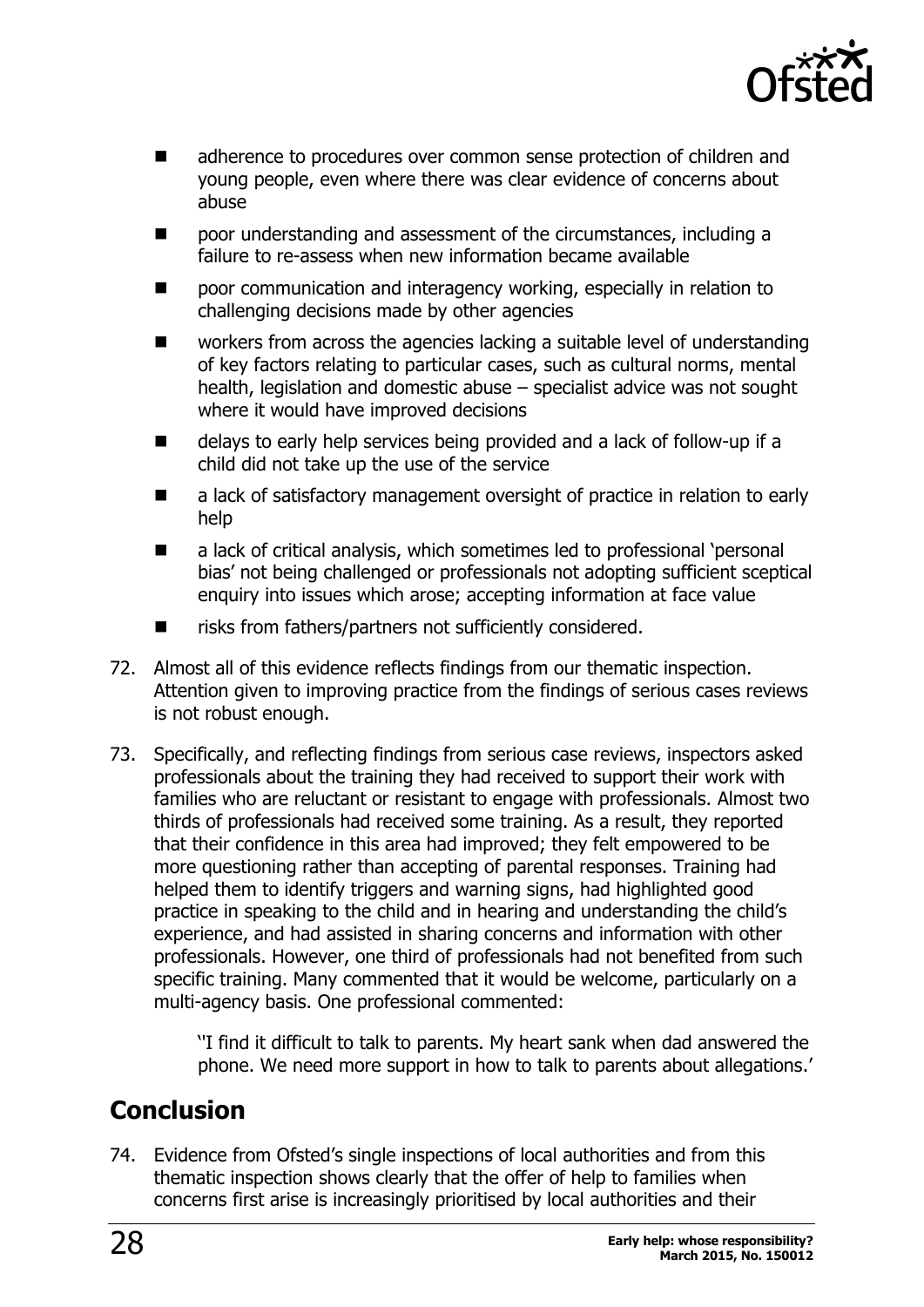- adherence to procedures over common sense protection of children and young people, even where there was clear evidence of concerns about abuse
- poor understanding and assessment of the circumstances, including a failure to re-assess when new information became available
- poor communication and interagency working, especially in relation to challenging decisions made by other agencies
- workers from across the agencies lacking a suitable level of understanding of key factors relating to particular cases, such as cultural norms, mental health, legislation and domestic abuse – specialist advice was not sought where it would have improved decisions
- delays to early help services being provided and a lack of follow-up if a child did not take up the use of the service
- a lack of satisfactory management oversight of practice in relation to early help
- a lack of critical analysis, which sometimes led to professional 'personal bias' not being challenged or professionals not adopting sufficient sceptical enquiry into issues which arose; accepting information at face value
- risks from fathers/partners not sufficiently considered.

72. Almost all of this evidence reflects findings from our thematic inspection. Attention given to improving practice from the findings of serious cases reviews is not robust enough.

73. Specifically, and reflecting findings from serious case reviews, inspectors asked professionals about the training they had received to support their work with families who are reluctant or resistant to engage with professionals. Almost two thirds of professionals had received some training. As a result, they reported that their confidence in this area had improved; they felt empowered to be more questioning rather than accepting of parental responses. Training had helped them to identify triggers and warning signs, had highlighted good practice in speaking to the child and in hearing and understanding the child's experience, and had assisted in sharing concerns and information with other professionals. However, one third of professionals had not benefited from such specific training. Many commented that it would be welcome, particularly on a multi-agency basis. One professional commented:

> ''I find it difficult to talk to parents. My heart sank when dad answered the phone. We need more support in how to talk to parents about allegations.'

## Conclusion

74. Evidence from Ofsted's single inspections of local authorities and from this thematic inspection shows clearly that the offer of help to families when concerns first arise is increasingly prioritised by local authorities and their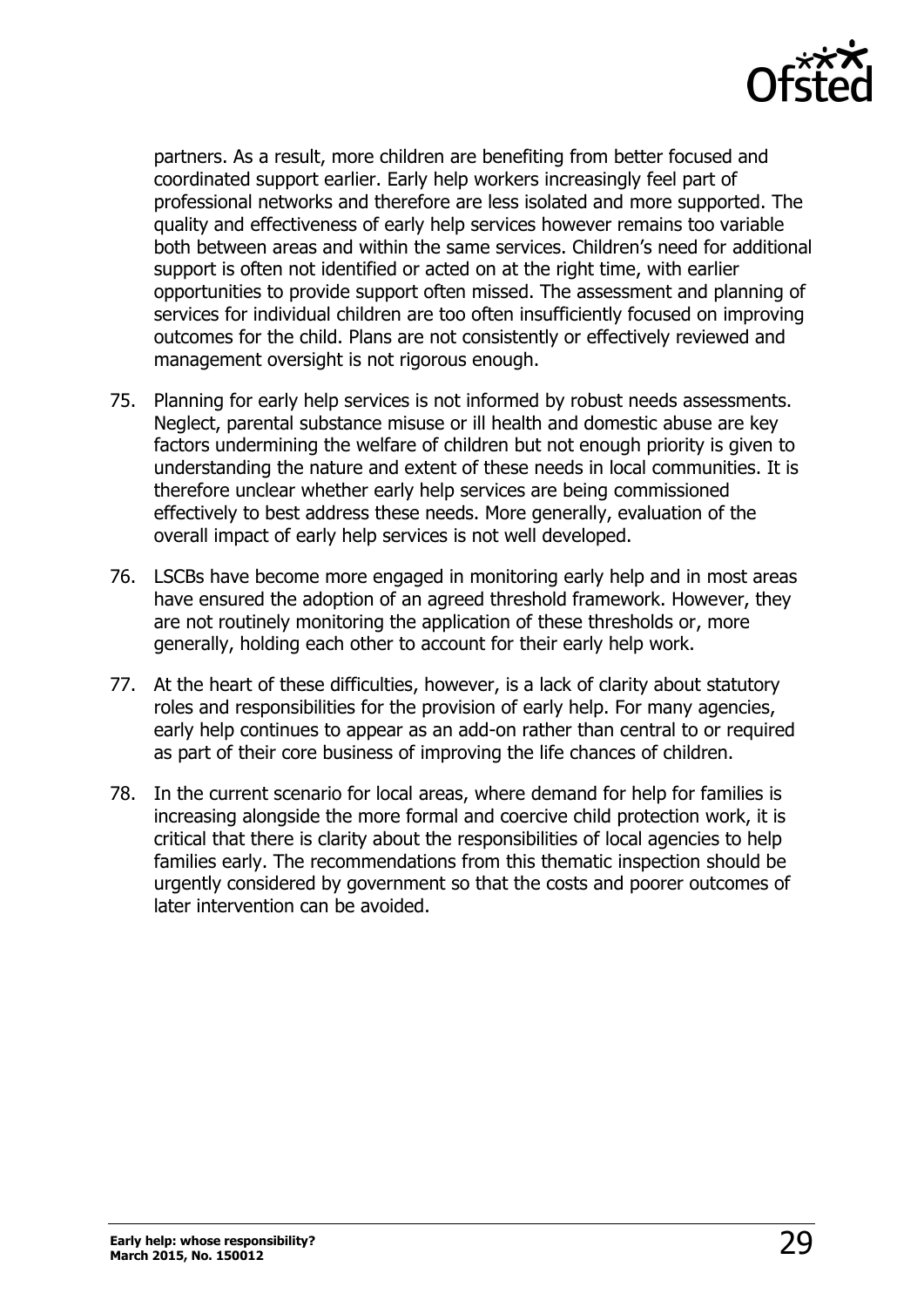partners. As a result, more children are benefiting from better focused and coordinated support earlier. Early help workers increasingly feel part of professional networks and therefore are less isolated and more supported. The quality and effectiveness of early help services however remains too variable both between areas and within the same services. Children's need for additional support is often not identified or acted on at the right time, with earlier opportunities to provide support often missed. The assessment and planning of services for individual children are too often insufficiently focused on improving outcomes for the child. Plans are not consistently or effectively reviewed and management oversight is not rigorous enough.

75. Planning for early help services is not informed by robust needs assessments. Neglect, parental substance misuse or ill health and domestic abuse are key factors undermining the welfare of children but not enough priority is given to understanding the nature and extent of these needs in local communities. It is therefore unclear whether early help services are being commissioned effectively to best address these needs. More generally, evaluation of the overall impact of early help services is not well developed.

76. LSCBs have become more engaged in monitoring early help and in most areas have ensured the adoption of an agreed threshold framework. However, they are not routinely monitoring the application of these thresholds or, more generally, holding each other to account for their early help work.

77. At the heart of these difficulties, however, is a lack of clarity about statutory roles and responsibilities for the provision of early help. For many agencies, early help continues to appear as an add-on rather than central to or required as part of their core business of improving the life chances of children.

78. In the current scenario for local areas, where demand for help for families is increasing alongside the more formal and coercive child protection work, it is critical that there is clarity about the responsibilities of local agencies to help families early. The recommendations from this thematic inspection should be urgently considered by government so that the costs and poorer outcomes of later intervention can be avoided.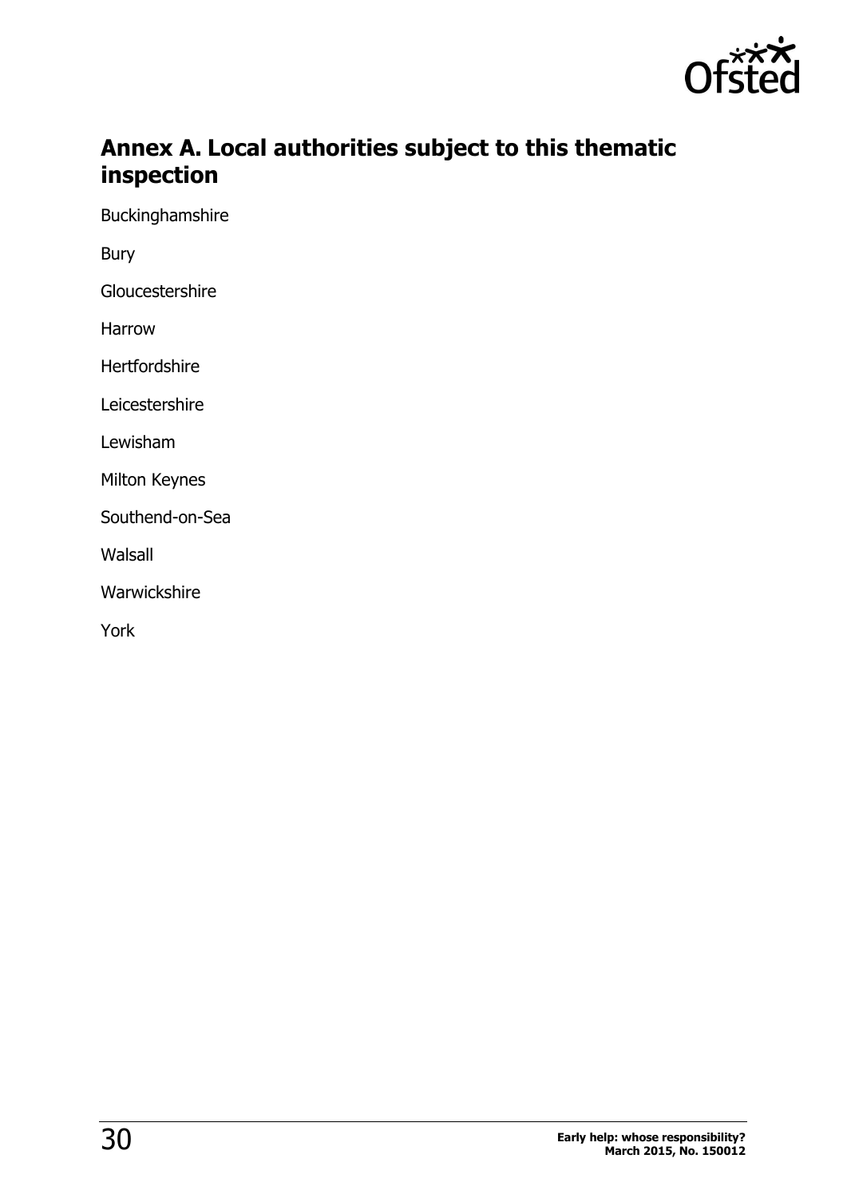## Annex A. Local authorities subject to this thematic inspection

Buckinghamshire

Bury

Gloucestershire

Harrow

Hertfordshire

Leicestershire

Lewisham

Milton Keynes

Southend-on-Sea

Walsall

Warwickshire

York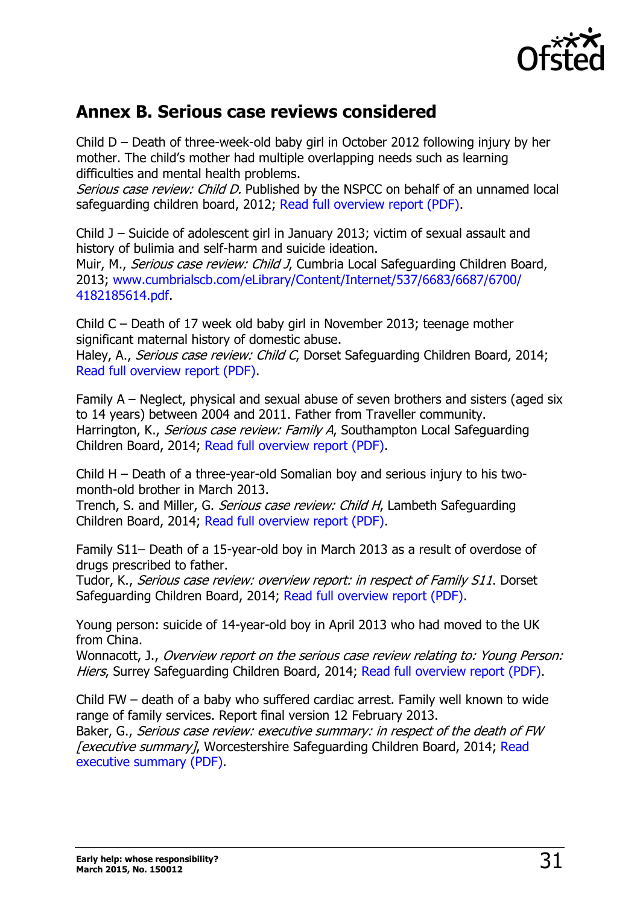## Annex B. Serious case reviews considered

Child D – Death of three-week-old baby girl in October 2012 following injury by her mother. The child's mother had multiple overlapping needs such as learning difficulties and mental health problems.
*Serious case review: Child D.* Published by the NSPCC on behalf of an unnamed local safeguarding children board, 2012; Read full overview report (PDF).

Child J – Suicide of adolescent girl in January 2013; victim of sexual assault and history of bulimia and self-harm and suicide ideation.
Muir, M., *Serious case review: Child J*, Cumbria Local Safeguarding Children Board, 2013; www.cumbrialscb.com/eLibrary/Content/Internet/537/6683/6687/6700/4182185614.pdf.

Child C – Death of 17 week old baby girl in November 2013; teenage mother significant maternal history of domestic abuse.
Haley, A., *Serious case review: Child C*, Dorset Safeguarding Children Board, 2014; Read full overview report (PDF).

Family A – Neglect, physical and sexual abuse of seven brothers and sisters (aged six to 14 years) between 2004 and 2011. Father from Traveller community.
Harrington, K., *Serious case review: Family A*, Southampton Local Safeguarding Children Board, 2014; Read full overview report (PDF).

Child H – Death of a three-year-old Somalian boy and serious injury to his two-month-old brother in March 2013.
Trench, S. and Miller, G. *Serious case review: Child H*, Lambeth Safeguarding Children Board, 2014; Read full overview report (PDF).

Family S11– Death of a 15-year-old boy in March 2013 as a result of overdose of drugs prescribed to father.
Tudor, K., *Serious case review: overview report: in respect of Family S11*. Dorset Safeguarding Children Board, 2014; Read full overview report (PDF).

Young person: suicide of 14-year-old boy in April 2013 who had moved to the UK from China.
Wonnacott, J., *Overview report on the serious case review relating to: Young Person: Hiers*, Surrey Safeguarding Children Board, 2014; Read full overview report (PDF).

Child FW – death of a baby who suffered cardiac arrest. Family well known to wide range of family services. Report final version 12 February 2013.
Baker, G., *Serious case review: executive summary: in respect of the death of FW [executive summary]*, Worcestershire Safeguarding Children Board, 2014; Read executive summary (PDF).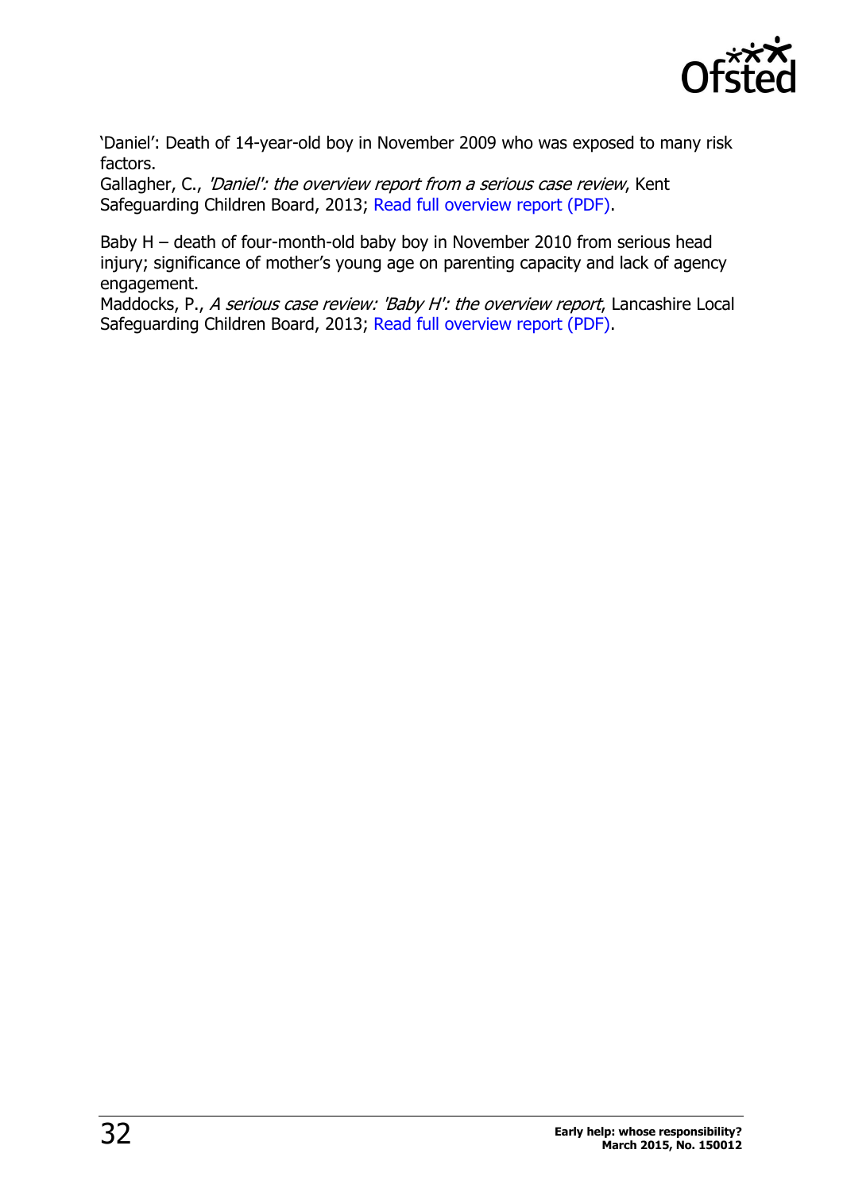'Daniel': Death of 14-year-old boy in November 2009 who was exposed to many risk factors.
Gallagher, C., *'Daniel': the overview report from a serious case review*, Kent Safeguarding Children Board, 2013; Read full overview report (PDF).

Baby H – death of four-month-old baby boy in November 2010 from serious head injury; significance of mother's young age on parenting capacity and lack of agency engagement.
Maddocks, P., *A serious case review: 'Baby H': the overview report*, Lancashire Local Safeguarding Children Board, 2013; Read full overview report (PDF).